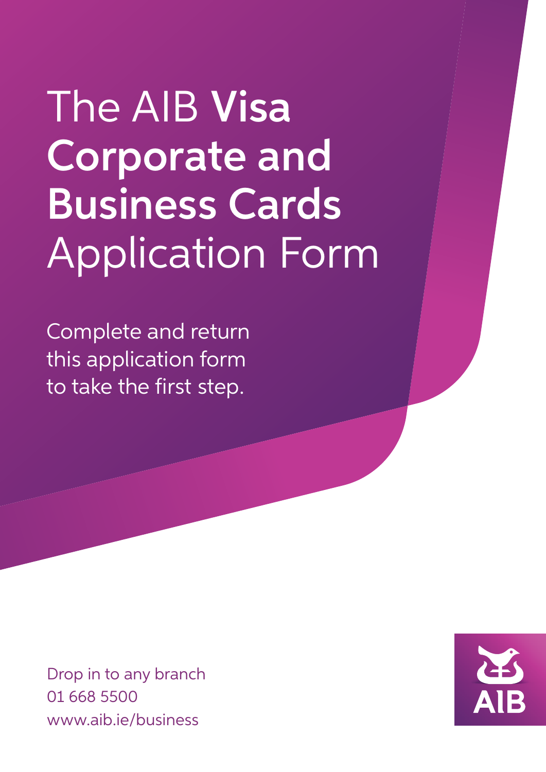# The AIB Visa Corporate and Business Cards Application Form

Complete and return this application form to take the first step.

Drop in to any branch
01 668 5500
www.aib.ie/business

AIB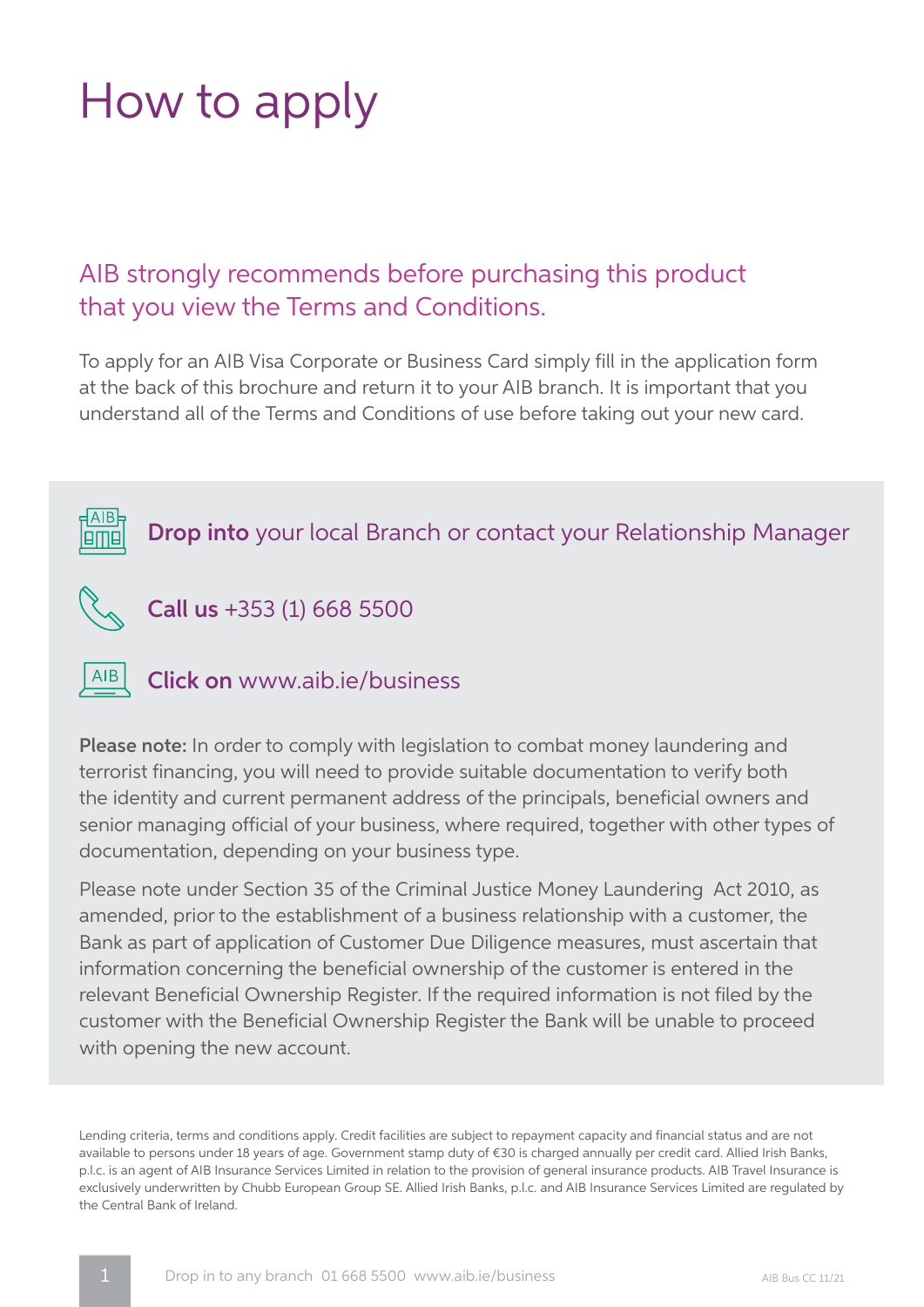# How to apply

## AIB strongly recommends before purchasing this product that you view the Terms and Conditions.

To apply for an AIB Visa Corporate or Business Card simply fill in the application form at the back of this brochure and return it to your AIB branch. It is important that you understand all of the Terms and Conditions of use before taking out your new card.

**Drop into** your local Branch or contact your Relationship Manager

**Call us** +353 (1) 668 5500

**Click on** www.aib.ie/business

**Please note:** In order to comply with legislation to combat money laundering and terrorist financing, you will need to provide suitable documentation to verify both the identity and current permanent address of the principals, beneficial owners and senior managing official of your business, where required, together with other types of documentation, depending on your business type.

Please note under Section 35 of the Criminal Justice Money Laundering Act 2010, as amended, prior to the establishment of a business relationship with a customer, the Bank as part of application of Customer Due Diligence measures, must ascertain that information concerning the beneficial ownership of the customer is entered in the relevant Beneficial Ownership Register. If the required information is not filed by the customer with the Beneficial Ownership Register the Bank will be unable to proceed with opening the new account.

Lending criteria, terms and conditions apply. Credit facilities are subject to repayment capacity and financial status and are not available to persons under 18 years of age. Government stamp duty of €30 is charged annually per credit card. Allied Irish Banks, p.l.c. is an agent of AIB Insurance Services Limited in relation to the provision of general insurance products. AIB Travel Insurance is exclusively underwritten by Chubb European Group SE. Allied Irish Banks, p.l.c. and AIB Insurance Services Limited are regulated by the Central Bank of Ireland.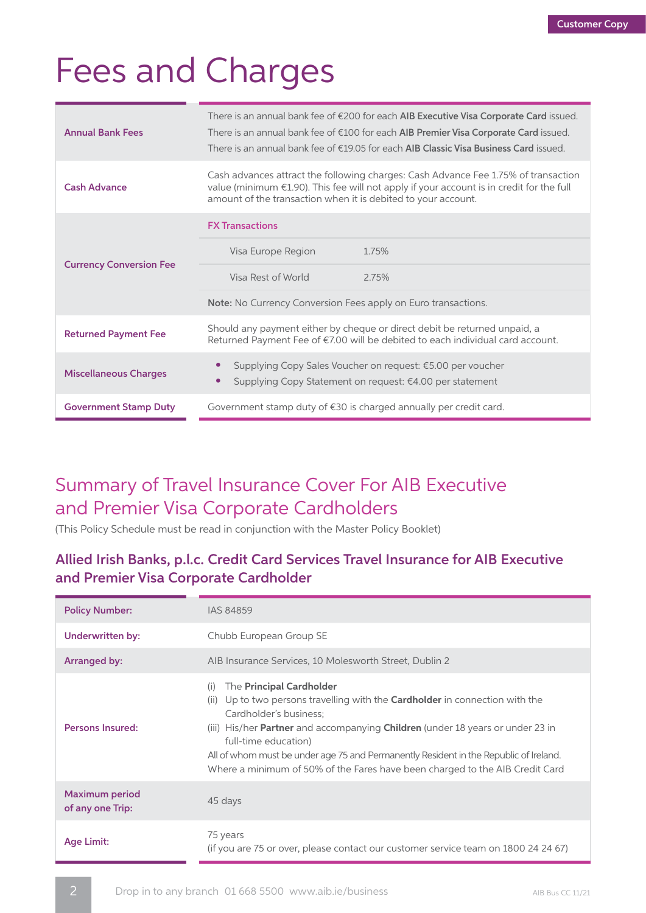# Fees and Charges

| | |
|---|---|
| **Annual Bank Fees** | There is an annual bank fee of €200 for each **AIB Executive Visa Corporate Card** issued.<br>There is an annual bank fee of €100 for each **AIB Premier Visa Corporate Card** issued.<br>There is an annual bank fee of €19.05 for each **AIB Classic Visa Business Card** issued. |
| **Cash Advance** | Cash advances attract the following charges: Cash Advance Fee 1.75% of transaction value (minimum €1.90). This fee will not apply if your account is in credit for the full amount of the transaction when it is debited to your account. |
| **Currency Conversion Fee** | **FX Transactions**<br>Visa Europe Region 1.75%<br>Visa Rest of World 2.75%<br>**Note:** No Currency Conversion Fees apply on Euro transactions. |
| **Returned Payment Fee** | Should any payment either by cheque or direct debit be returned unpaid, a Returned Payment Fee of €7.00 will be debited to each individual card account. |
| **Miscellaneous Charges** | • Supplying Copy Sales Voucher on request: €5.00 per voucher<br>• Supplying Copy Statement on request: €4.00 per statement |
| **Government Stamp Duty** | Government stamp duty of €30 is charged annually per credit card. |

## Summary of Travel Insurance Cover For AIB Executive and Premier Visa Corporate Cardholders

(This Policy Schedule must be read in conjunction with the Master Policy Booklet)

### Allied Irish Banks, p.l.c. Credit Card Services Travel Insurance for AIB Executive and Premier Visa Corporate Cardholder

| | |
|---|---|
| **Policy Number:** | IAS 84859 |
| **Underwritten by:** | Chubb European Group SE |
| **Arranged by:** | AIB Insurance Services, 10 Molesworth Street, Dublin 2 |
| **Persons Insured:** | (i) The **Principal Cardholder**<br>(ii) Up to two persons travelling with the **Cardholder** in connection with the Cardholder's business;<br>(iii) His/her **Partner** and accompanying **Children** (under 18 years or under 23 in full-time education)<br>All of whom must be under age 75 and Permanently Resident in the Republic of Ireland.<br>Where a minimum of 50% of the Fares have been charged to the AIB Credit Card |
| **Maximum period of any one Trip:** | 45 days |
| **Age Limit:** | 75 years<br>(if you are 75 or over, please contact our customer service team on 1800 24 24 67) |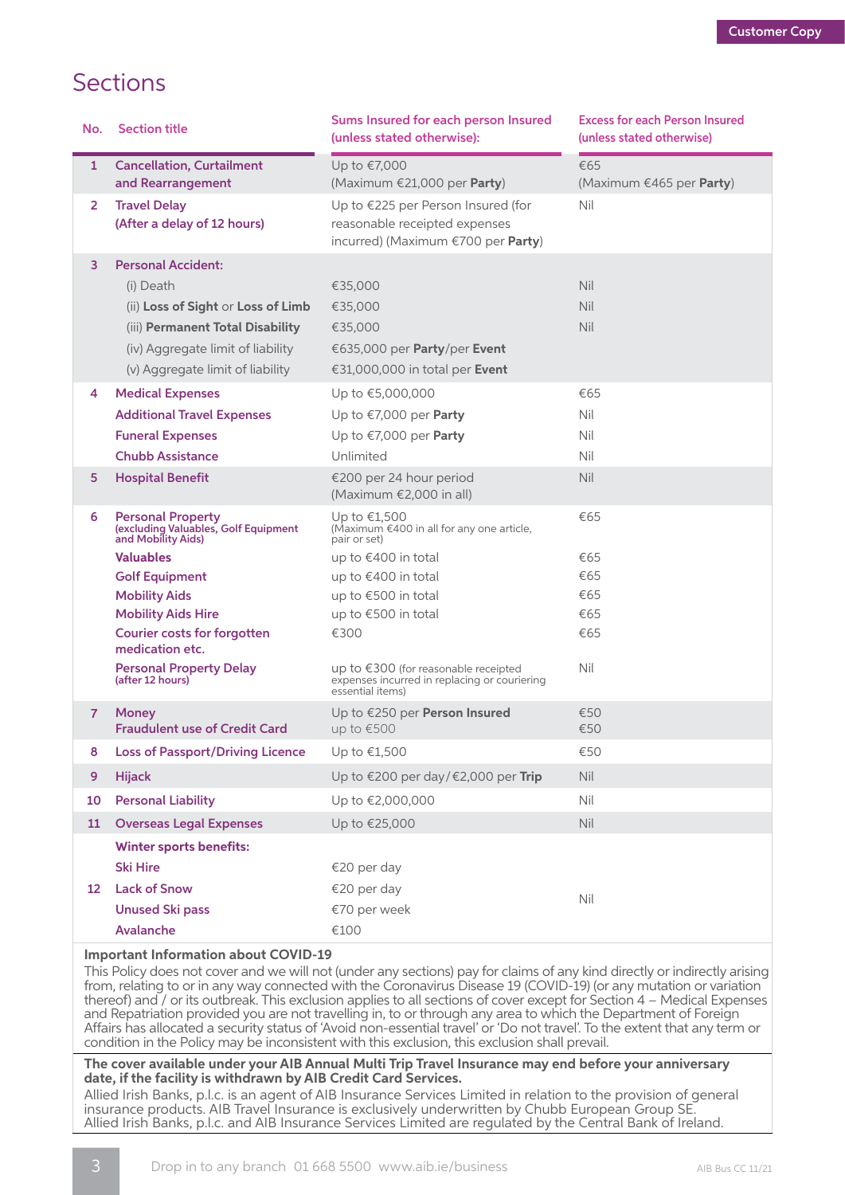# Sections

| No. | Section title | Sums Insured for each person Insured (unless stated otherwise): | Excess for each Person Insured (unless stated otherwise) |
|---|---|---|---|
| 1 | Cancellation, Curtailment and Rearrangement | Up to €7,000 (Maximum €21,000 per **Party**) | €65 (Maximum €465 per **Party**) |
| 2 | Travel Delay (After a delay of 12 hours) | Up to €225 per Person Insured (for reasonable receipted expenses incurred) (Maximum €700 per **Party**) | Nil |
| 3 | Personal Accident: | | |
| | (i) Death | €35,000 | Nil |
| | (ii) **Loss of Sight** or **Loss of Limb** | €35,000 | Nil |
| | (iii) **Permanent Total Disability** | €35,000 | Nil |
| | (iv) Aggregate limit of liability | €635,000 per **Party**/per **Event** | |
| | (v) Aggregate limit of liability | €31,000,000 in total per **Event** | |
| 4 | Medical Expenses | Up to €5,000,000 | €65 |
| | Additional Travel Expenses | Up to €7,000 per **Party** | Nil |
| | Funeral Expenses | Up to €7,000 per **Party** | Nil |
| | Chubb Assistance | Unlimited | Nil |
| 5 | Hospital Benefit | €200 per 24 hour period (Maximum €2,000 in all) | Nil |
| 6 | Personal Property (excluding Valuables, Golf Equipment and Mobility Aids) | Up to €1,500 (Maximum €400 in all for any one article, pair or set) | €65 |
| | Valuables | up to €400 in total | €65 |
| | Golf Equipment | up to €400 in total | €65 |
| | Mobility Aids | up to €500 in total | €65 |
| | Mobility Aids Hire | up to €500 in total | €65 |
| | Courier costs for forgotten medication etc. | €300 | €65 |
| | Personal Property Delay (after 12 hours) | up to €300 (for reasonable receipted expenses incurred in replacing or couriering essential items) | Nil |
| 7 | Money | Up to €250 per **Person Insured** | €50 |
| | Fraudulent use of Credit Card | up to €500 | €50 |
| 8 | Loss of Passport/Driving Licence | Up to €1,500 | €50 |
| 9 | Hijack | Up to €200 per day/€2,000 per **Trip** | Nil |
| 10 | Personal Liability | Up to €2,000,000 | Nil |
| 11 | Overseas Legal Expenses | Up to €25,000 | Nil |
| 12 | Winter sports benefits: | | Nil |
| | Ski Hire | €20 per day | |
| | Lack of Snow | €20 per day | |
| | Unused Ski pass | €70 per week | |
| | Avalanche | €100 | |

**Important Information about COVID-19**

This Policy does not cover and we will not (under any sections) pay for claims of any kind directly or indirectly arising from, relating to or in any way connected with the Coronavirus Disease 19 (COVID-19) (or any mutation or variation thereof) and / or its outbreak. This exclusion applies to all sections of cover except for Section 4 – Medical Expenses and Repatriation provided you are not travelling in, to or through any area to which the Department of Foreign Affairs has allocated a security status of 'Avoid non-essential travel' or 'Do not travel'. To the extent that any term or condition in the Policy may be inconsistent with this exclusion, this exclusion shall prevail.

**The cover available under your AIB Annual Multi Trip Travel Insurance may end before your anniversary date, if the facility is withdrawn by AIB Credit Card Services.**

Allied Irish Banks, p.l.c. is an agent of AIB Insurance Services Limited in relation to the provision of general insurance products. AIB Travel Insurance is exclusively underwritten by Chubb European Group SE. Allied Irish Banks, p.l.c. and AIB Insurance Services Limited are regulated by the Central Bank of Ireland.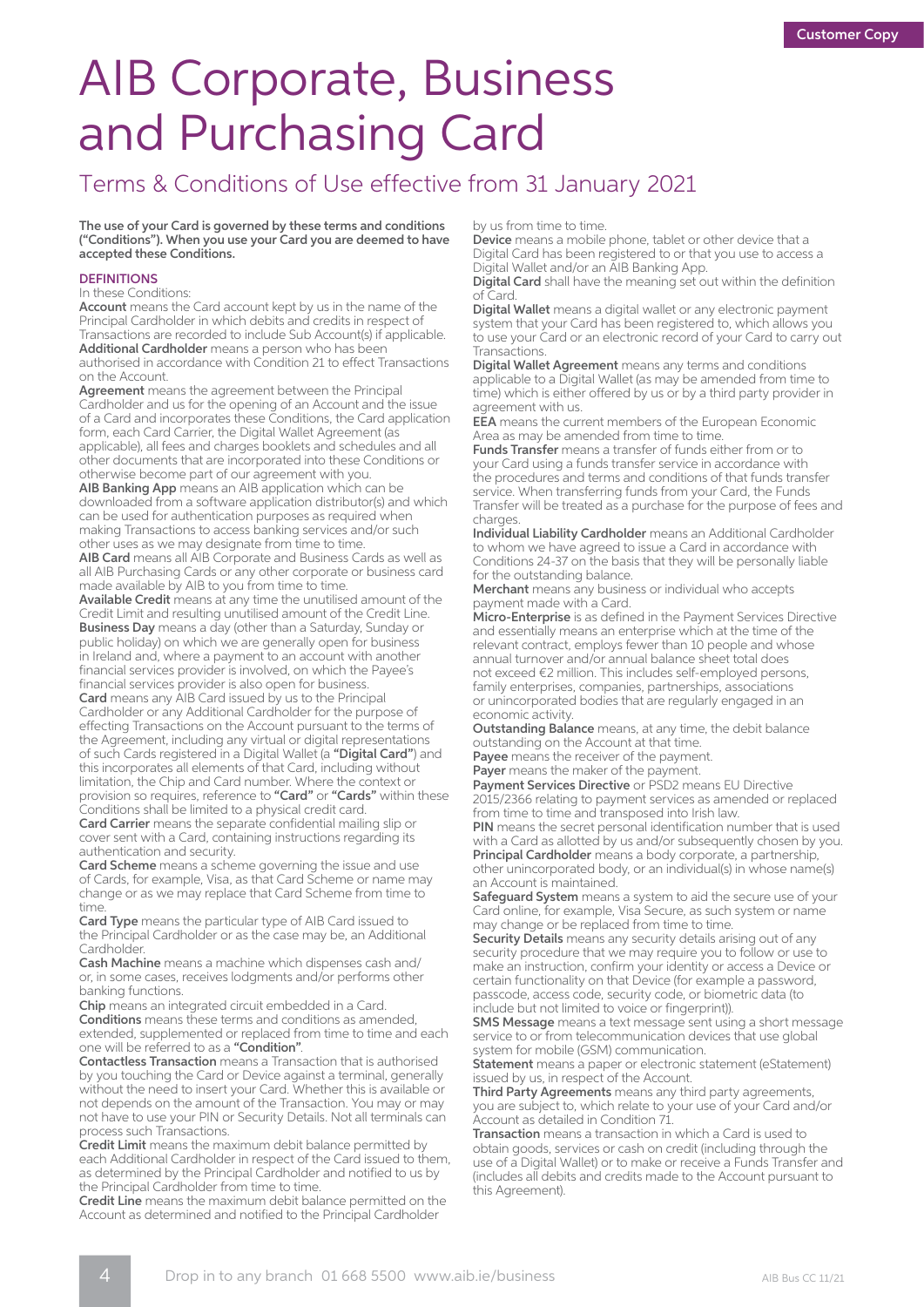# AIB Corporate, Business and Purchasing Card

## Terms & Conditions of Use effective from 31 January 2021

**The use of your Card is governed by these terms and conditions ("Conditions"). When you use your Card you are deemed to have accepted these Conditions.**

### DEFINITIONS

In these Conditions:

**Account** means the Card account kept by us in the name of the Principal Cardholder in which debits and credits in respect of Transactions are recorded to include Sub Account(s) if applicable.

**Additional Cardholder** means a person who has been authorised in accordance with Condition 21 to effect Transactions on the Account.

**Agreement** means the agreement between the Principal Cardholder and us for the opening of an Account and the issue of a Card and incorporates these Conditions, the Card application form, each Card Carrier, the Digital Wallet Agreement (as applicable), all fees and charges booklets and schedules and all other documents that are incorporated into these Conditions or otherwise become part of our agreement with you.

**AIB Banking App** means an AIB application which can be downloaded from a software application distributor(s) and which can be used for authentication purposes as required when making Transactions to access banking services and/or such other uses as we may designate from time to time.

**AIB Card** means all AIB Corporate and Business Cards as well as all AIB Purchasing Cards or any other corporate or business card made available by AIB to you from time to time.

**Available Credit** means at any time the unutilised amount of the Credit Limit and resulting unutilised amount of the Credit Line.

**Business Day** means a day (other than a Saturday, Sunday or public holiday) on which we are generally open for business in Ireland and, where a payment to an account with another financial services provider is involved, on which the Payee's financial services provider is also open for business.

**Card** means any AIB Card issued by us to the Principal Cardholder or any Additional Cardholder for the purpose of effecting Transactions on the Account pursuant to the terms of the Agreement, including any virtual or digital representations of such Cards registered in a Digital Wallet (a **"Digital Card"**) and this incorporates all elements of that Card, including without limitation, the Chip and Card number. Where the context or provision so requires, reference to **"Card"** or **"Cards"** within these Conditions shall be limited to a physical credit card.

**Card Carrier** means the separate confidential mailing slip or cover sent with a Card, containing instructions regarding its authentication and security.

**Card Scheme** means a scheme governing the issue and use of Cards, for example, Visa, as that Card Scheme or name may change or as we may replace that Card Scheme from time to time.

**Card Type** means the particular type of AIB Card issued to the Principal Cardholder or as the case may be, an Additional Cardholder.

**Cash Machine** means a machine which dispenses cash and/or, in some cases, receives lodgments and/or performs other banking functions.

**Chip** means an integrated circuit embedded in a Card.

**Conditions** means these terms and conditions as amended, extended, supplemented or replaced from time to time and each one will be referred to as a **"Condition"**.

**Contactless Transaction** means a Transaction that is authorised by you touching the Card or Device against a terminal, generally without the need to insert your Card. Whether this is available or not depends on the amount of the Transaction. You may or may not have to use your PIN or Security Details. Not all terminals can process such Transactions.

**Credit Limit** means the maximum debit balance permitted by each Additional Cardholder in respect of the Card issued to them, as determined by the Principal Cardholder and notified to us by the Principal Cardholder from time to time.

**Credit Line** means the maximum debit balance permitted on the Account as determined and notified to the Principal Cardholder by us from time to time.

**Device** means a mobile phone, tablet or other device that a Digital Card has been registered to or that you use to access a Digital Wallet and/or an AIB Banking App.

**Digital Card** shall have the meaning set out within the definition of Card.

**Digital Wallet** means a digital wallet or any electronic payment system that your Card has been registered to, which allows you to use your Card or an electronic record of your Card to carry out Transactions.

**Digital Wallet Agreement** means any terms and conditions applicable to a Digital Wallet (as may be amended from time to time) which is either offered by us or by a third party provider in agreement with us.

**EEA** means the current members of the European Economic Area as may be amended from time to time.

**Funds Transfer** means a transfer of funds either from or to your Card using a funds transfer service in accordance with the procedures and terms and conditions of that funds transfer service. When transferring funds from your Card, the Funds Transfer will be treated as a purchase for the purpose of fees and charges.

**Individual Liability Cardholder** means an Additional Cardholder to whom we have agreed to issue a Card in accordance with Conditions 24-37 on the basis that they will be personally liable for the outstanding balance.

**Merchant** means any business or individual who accepts payment made with a Card.

**Micro-Enterprise** is as defined in the Payment Services Directive and essentially means an enterprise which at the time of the relevant contract, employs fewer than 10 people and whose annual turnover and/or annual balance sheet total does not exceed €2 million. This includes self-employed persons, family enterprises, companies, partnerships, associations or unincorporated bodies that are regularly engaged in an economic activity.

**Outstanding Balance** means, at any time, the debit balance outstanding on the Account at that time.

**Payee** means the receiver of the payment.

**Payer** means the maker of the payment.

**Payment Services Directive** or PSD2 means EU Directive 2015/2366 relating to payment services as amended or replaced from time to time and transposed into Irish law.

**PIN** means the secret personal identification number that is used with a Card as allotted by us and/or subsequently chosen by you.

**Principal Cardholder** means a body corporate, a partnership, other unincorporated body, or an individual(s) in whose name(s) an Account is maintained.

**Safeguard System** means a system to aid the secure use of your Card online, for example, Visa Secure, as such system or name may change or be replaced from time to time.

**Security Details** means any security details arising out of any security procedure that we may require you to follow or use to make an instruction, confirm your identity or access a Device or certain functionality on that Device (for example a password, passcode, access code, security code, or biometric data (to include but not limited to voice or fingerprint)).

**SMS Message** means a text message sent using a short message service to or from telecommunication devices that use global system for mobile (GSM) communication.

**Statement** means a paper or electronic statement (eStatement) issued by us, in respect of the Account.

**Third Party Agreements** means any third party agreements, you are subject to, which relate to your use of your Card and/or Account as detailed in Condition 71.

**Transaction** means a transaction in which a Card is used to obtain goods, services or cash on credit (including through the use of a Digital Wallet) or to make or receive a Funds Transfer and (includes all debits and credits made to the Account pursuant to this Agreement).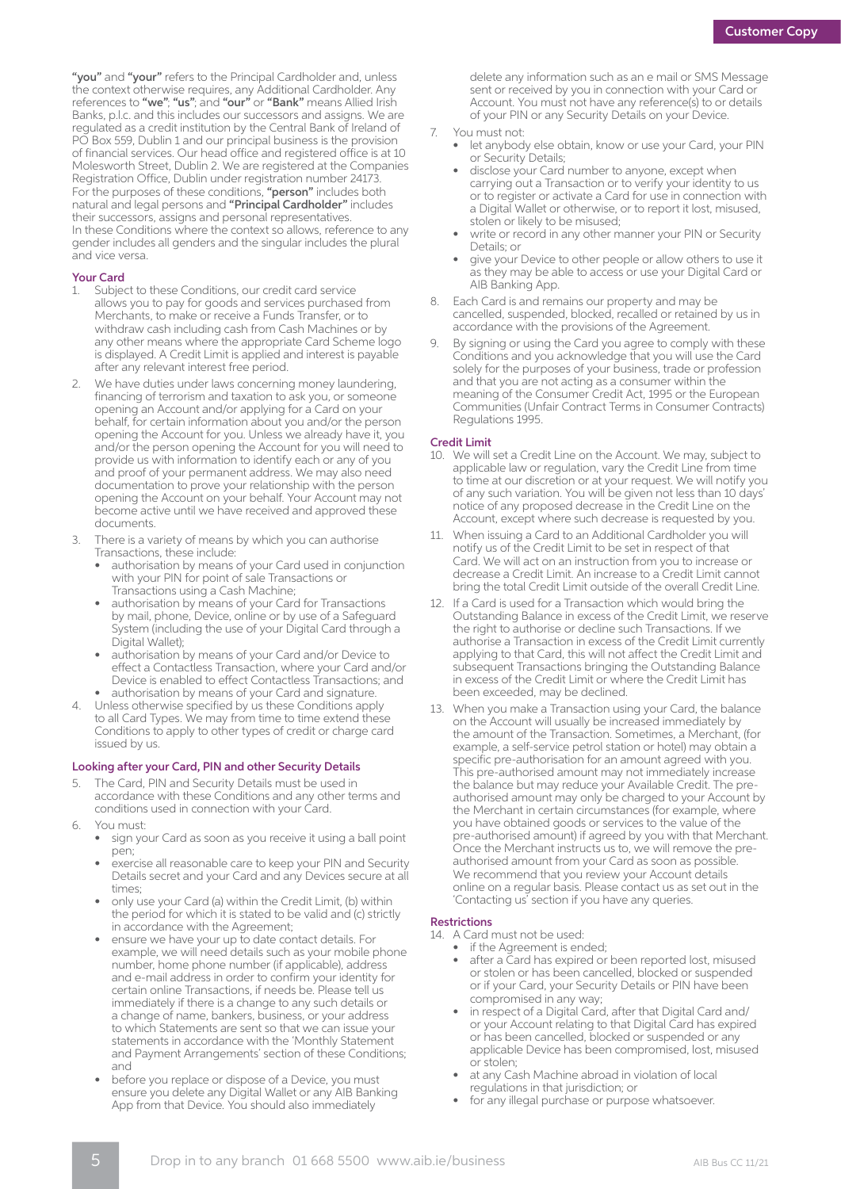**"you"** and **"your"** refers to the Principal Cardholder and, unless the context otherwise requires, any Additional Cardholder. Any references to **"we"**, **"us"**, and **"our"** or **"Bank"** means Allied Irish Banks, p.l.c. and this includes our successors and assigns. We are regulated as a credit institution by the Central Bank of Ireland of PO Box 559, Dublin 1 and our principal business is the provision of financial services. Our head office and registered office is at 10 Molesworth Street, Dublin 2. We are registered at the Companies Registration Office, Dublin under registration number 24173. For the purposes of these conditions, **"person"** includes both natural and legal persons and **"Principal Cardholder"** includes their successors, assigns and personal representatives. In these Conditions where the context so allows, reference to any gender includes all genders and the singular includes the plural and vice versa.

## Your Card

1. Subject to these Conditions, our credit card service allows you to pay for goods and services purchased from Merchants, to make or receive a Funds Transfer, or to withdraw cash including cash from Cash Machines or by any other means where the appropriate Card Scheme logo is displayed. A Credit Limit is applied and interest is payable after any relevant interest free period.
2. We have duties under laws concerning money laundering, financing of terrorism and taxation to ask you, or someone opening an Account and/or applying for a Card on your behalf, for certain information about you and/or the person opening the Account for you. Unless we already have it, you and/or the person opening the Account for you will need to provide us with information to identify each or any of you and proof of your permanent address. We may also need documentation to prove your relationship with the person opening the Account on your behalf. Your Account may not become active until we have received and approved these documents.
3. There is a variety of means by which you can authorise Transactions, these include:
   - authorisation by means of your Card used in conjunction with your PIN for point of sale Transactions or Transactions using a Cash Machine;
   - authorisation by means of your Card for Transactions by mail, phone, Device, online or by use of a Safeguard System (including the use of your Digital Card through a Digital Wallet);
   - authorisation by means of your Card and/or Device to effect a Contactless Transaction, where your Card and/or Device is enabled to effect Contactless Transactions; and
   - authorisation by means of your Card and signature.
4. Unless otherwise specified by us these Conditions apply to all Card Types. We may from time to time extend these Conditions to apply to other types of credit or charge card issued by us.

## Looking after your Card, PIN and other Security Details

5. The Card, PIN and Security Details must be used in accordance with these Conditions and any other terms and conditions used in connection with your Card.
6. You must:
   - sign your Card as soon as you receive it using a ball point pen;
   - exercise all reasonable care to keep your PIN and Security Details secret and your Card and any Devices secure at all times;
   - only use your Card (a) within the Credit Limit, (b) within the period for which it is stated to be valid and (c) strictly in accordance with the Agreement;
   - ensure we have your up to date contact details. For example, we will need details such as your mobile phone number, home phone number (if applicable), address and e-mail address in order to confirm your identity for certain online Transactions, if needs be. Please tell us immediately if there is a change to any such details or a change of name, bankers, business, or your address to which Statements are sent to so that we can issue your statements in accordance with the 'Monthly Statement and Payment Arrangements' section of these Conditions; and
   - before you replace or dispose of a Device, you must ensure you delete any Digital Wallet or any AIB Banking App from that Device. You should also immediately delete any information such as an e mail or SMS Message sent or received by you in connection with your Card or Account. You must not have any reference(s) to or details of your PIN or any Security Details on your Device.
7. You must not:
   - let anybody else obtain, know or use your Card, your PIN or Security Details;
   - disclose your Card number to anyone, except when carrying out a Transaction or to verify your identity to us or to register or activate a Card for use in connection with a Digital Wallet or otherwise, or to report it lost, misused, stolen or likely to be misused;
   - write or record in any other manner your PIN or Security Details; or
   - give your Device to other people or allow others to use it as they may be able to access or use your Digital Card or AIB Banking App.
8. Each Card is and remains our property and may be cancelled, suspended, blocked, recalled or retained by us in accordance with the provisions of the Agreement.
9. By signing or using the Card you agree to comply with these Conditions and you acknowledge that you will use the Card solely for the purposes of your business, trade or profession and that you are not acting as a consumer within the meaning of the Consumer Credit Act, 1995 or the European Communities (Unfair Contract Terms in Consumer Contracts) Regulations 1995.

## Credit Limit

10. We will set a Credit Line on the Account. We may, subject to applicable law or regulation, vary the Credit Line from time to time at our discretion or at your request. We will notify you of any such variation. You will be given not less than 10 days' notice of any proposed decrease in the Credit Line on the Account, except where such decrease is requested by you.
11. When issuing a Card to an Additional Cardholder you will notify us of the Credit Limit to be set in respect of that Card. We will act on an instruction from you to increase or decrease a Credit Limit. An increase to a Credit Limit cannot bring the total Credit Limit outside of the overall Credit Line.
12. If a Card is used for a Transaction which would bring the Outstanding Balance in excess of the Credit Limit, we reserve the right to authorise or decline such Transactions. If we authorise a Transaction in excess of the Credit Limit currently applying to that Card, this will not affect the Credit Limit and subsequent Transactions bringing the Outstanding Balance in excess of the Credit Limit or where the Credit Limit has been exceeded, may be declined.
13. When you make a Transaction using your Card, the balance on the Account will usually be increased immediately by the amount of the Transaction. Sometimes, a Merchant, (for example, a self-service petrol station or hotel) may obtain a specific pre-authorisation for an amount agreed with you. This pre-authorised amount may not immediately increase the balance but may reduce your Available Credit. The pre-authorised amount may only be charged to your Account by the Merchant in certain circumstances (for example, where you have obtained goods or services to the value of the pre-authorised amount) if agreed by you with that Merchant. Once the Merchant instructs us to, we will remove the pre-authorised amount from your Card as soon as possible. We recommend that you review your Account details online on a regular basis. Please contact us as set out in the 'Contacting us' section if you have any queries.

## Restrictions

14. A Card must not be used:
   - if the Agreement is ended;
   - after a Card has expired or been reported lost, misused or stolen or has been cancelled, blocked or suspended or if your Card, your Security Details or PIN have been compromised in any way;
   - in respect of a Digital Card, after that Digital Card and/or your Account relating to that Digital Card has expired or has been cancelled, blocked or suspended or any applicable Device has been compromised, lost, misused or stolen;
   - at any Cash Machine abroad in violation of local regulations in that jurisdiction; or
   - for any illegal purchase or purpose whatsoever.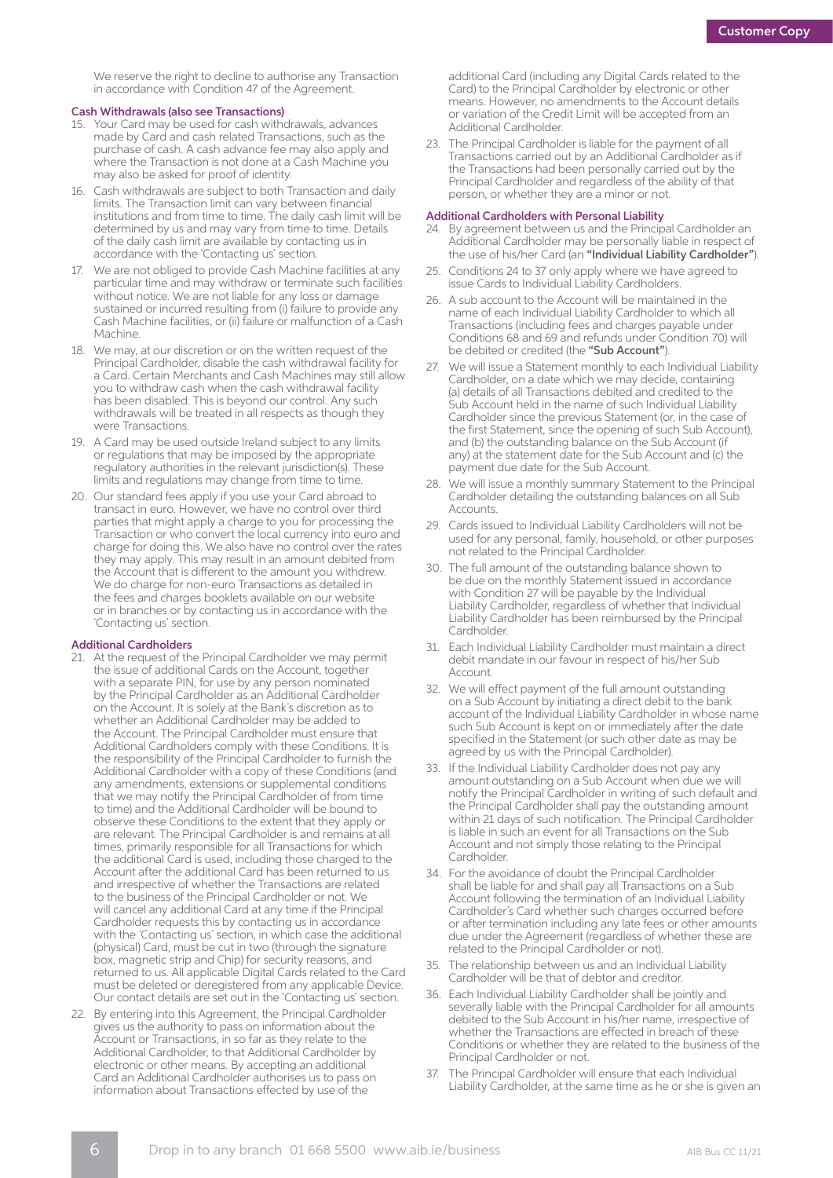We reserve the right to decline to authorise any Transaction in accordance with Condition 47 of the Agreement.

### Cash Withdrawals (also see Transactions)

15. Your Card may be used for cash withdrawals, advances made by Card and cash related Transactions, such as the purchase of cash. A cash advance fee may also apply and where the Transaction is not done at a Cash Machine you may also be asked for proof of identity.
16. Cash withdrawals are subject to both Transaction and daily limits. The Transaction limit can vary between financial institutions and from time to time. The daily cash limit will be determined by us and may vary from time to time. Details of the daily cash limit are available by contacting us in accordance with the 'Contacting us' section.
17. We are not obliged to provide Cash Machine facilities at any particular time and may withdraw or terminate such facilities without notice. We are not liable for any loss or damage sustained or incurred resulting from (i) failure to provide any Cash Machine facilities, or (ii) failure or malfunction of a Cash Machine.
18. We may, at our discretion or on the written request of the Principal Cardholder, disable the cash withdrawal facility for a Card. Certain Merchants and Cash Machines may still allow you to withdraw cash when the cash withdrawal facility has been disabled. This is beyond our control. Any such withdrawals will be treated in all respects as though they were Transactions.
19. A Card may be used outside Ireland subject to any limits or regulations that may be imposed by the appropriate regulatory authorities in the relevant jurisdiction(s). These limits and regulations may change from time to time.
20. Our standard fees apply if you use your Card abroad to transact in euro. However, we have no control over third parties that might apply a charge to you for processing the Transaction or who convert the local currency into euro and charge for doing this. We also have no control over the rates they may apply. This may result in an amount debited from the Account that is different to the amount you withdrew. We do charge for non-euro Transactions as detailed in the fees and charges booklets available on our website or in branches or by contacting us in accordance with the 'Contacting us' section.

### Additional Cardholders

21. At the request of the Principal Cardholder we may permit the issue of additional Cards on the Account, together with a separate PIN, for use by any person nominated by the Principal Cardholder as an Additional Cardholder on the Account. It is solely at the Bank's discretion as to whether an Additional Cardholder may be added to the Account. The Principal Cardholder must ensure that Additional Cardholders comply with these Conditions. It is the responsibility of the Principal Cardholder to furnish the Additional Cardholder with a copy of these Conditions (and any amendments, extensions or supplemental conditions that we may notify the Principal Cardholder of from time to time) and the Additional Cardholder will be bound to observe these Conditions to the extent that they apply or are relevant. The Principal Cardholder is and remains at all times, primarily responsible for all Transactions for which the additional Card is used, including those charged to the Account after the additional Card has been returned to us and irrespective of whether the Transactions are related to the business of the Principal Cardholder or not. We will cancel any additional Card at any time if the Principal Cardholder requests this by contacting us in accordance with the 'Contacting us' section, in which case the additional (physical) Card, must be cut in two (through the signature box, magnetic strip and Chip) for security reasons, and returned to us. All applicable Digital Cards related to the Card must be deleted or deregistered from any applicable Device. Our contact details are set out in the 'Contacting us' section.
22. By entering into this Agreement, the Principal Cardholder gives us the authority to pass on information about the Account or Transactions, in so far as they relate to the Additional Cardholder, to that Additional Cardholder by electronic or other means. By accepting an additional Card an Additional Cardholder authorises us to pass on information about Transactions effected by use of the additional Card (including any Digital Cards related to the Card) to the Principal Cardholder by electronic or other means. However, no amendments to the Account details or variation of the Credit Limit will be accepted from an Additional Cardholder.
23. The Principal Cardholder is liable for the payment of all Transactions carried out by an Additional Cardholder as if the Transactions had been personally carried out by the Principal Cardholder and regardless of the ability of that person, or whether they are a minor or not.

### Additional Cardholders with Personal Liability

24. By agreement between us and the Principal Cardholder an Additional Cardholder may be personally liable in respect of the use of his/her Card (an **"Individual Liability Cardholder"**).
25. Conditions 24 to 37 only apply where we have agreed to issue Cards to Individual Liability Cardholders.
26. A sub account to the Account will be maintained in the name of each Individual Liability Cardholder to which all Transactions (including fees and charges payable under Conditions 68 and 69 and refunds under Condition 70) will be debited or credited (the **"Sub Account"**).
27. We will issue a Statement monthly to each Individual Liability Cardholder, on a date which we may decide, containing (a) details of all Transactions debited and credited to the Sub Account held in the name of such Individual Liability Cardholder since the previous Statement (or, in the case of the first Statement, since the opening of such Sub Account), and (b) the outstanding balance on the Sub Account (if any) at the statement date for the Sub Account and (c) the payment due date for the Sub Account.
28. We will issue a monthly summary Statement to the Principal Cardholder detailing the outstanding balances on all Sub Accounts.
29. Cards issued to Individual Liability Cardholders will not be used for any personal, family, household, or other purposes not related to the Principal Cardholder.
30. The full amount of the outstanding balance shown to be due on the monthly Statement issued in accordance with Condition 27 will be payable by the Individual Liability Cardholder, regardless of whether that Individual Liability Cardholder has been reimbursed by the Principal Cardholder.
31. Each Individual Liability Cardholder must maintain a direct debit mandate in our favour in respect of his/her Sub Account.
32. We will effect payment of the full amount outstanding on a Sub Account by initiating a direct debit to the bank account of the Individual Liability Cardholder in whose name such Sub Account is kept on or immediately after the date specified in the Statement (or such other date as may be agreed by us with the Principal Cardholder).
33. If the Individual Liability Cardholder does not pay any amount outstanding on a Sub Account when due we will notify the Principal Cardholder in writing of such default and the Principal Cardholder shall pay the outstanding amount within 21 days of such notification. The Principal Cardholder is liable in such an event for all Transactions on the Sub Account and not simply those relating to the Principal Cardholder.
34. For the avoidance of doubt the Principal Cardholder shall be liable for and shall pay all Transactions on a Sub Account following the termination of an Individual Liability Cardholder's Card whether such charges occurred before or after termination including any late fees or other amounts due under the Agreement (regardless of whether these are related to the Principal Cardholder or not).
35. The relationship between us and an Individual Liability Cardholder will be that of debtor and creditor.
36. Each Individual Liability Cardholder shall be jointly and severally liable with the Principal Cardholder for all amounts debited to the Sub Account in his/her name, irrespective of whether the Transactions are effected in breach of these Conditions or whether they are related to the business of the Principal Cardholder or not.
37. The Principal Cardholder will ensure that each Individual Liability Cardholder, at the same time as he or she is given an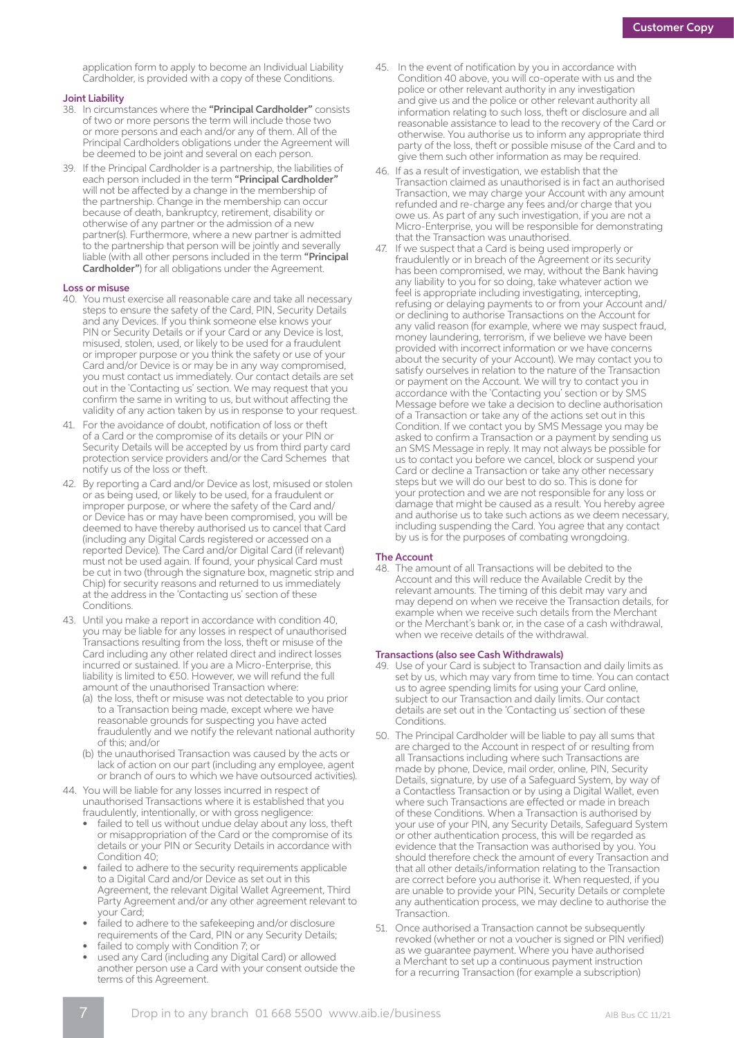application form to apply to become an Individual Liability Cardholder, is provided with a copy of these Conditions.

### Joint Liability

38. In circumstances where the **"Principal Cardholder"** consists of two or more persons the term will include those two or more persons and each and/or any of them. All of the Principal Cardholders obligations under the Agreement will be deemed to be joint and several on each person.

39. If the Principal Cardholder is a partnership, the liabilities of each person included in the term **"Principal Cardholder"** will not be affected by a change in the membership of the partnership. Change in the membership can occur because of death, bankruptcy, retirement, disability or otherwise of any partner or the admission of a new partner(s). Furthermore, where a new partner is admitted to the partnership that person will be jointly and severally liable (with all other persons included in the term **"Principal Cardholder"**) for all obligations under the Agreement.

### Loss or misuse

40. You must exercise all reasonable care and take all necessary steps to ensure the safety of the Card, PIN, Security Details and any Devices. If you think someone else knows your PIN or Security Details or if your Card or any Device is lost, misused, stolen, used, or likely to be used for a fraudulent or improper purpose or you think the safety or use of your Card and/or Device is or may be in any way compromised, you must contact us immediately. Our contact details are set out in the `Contacting us' section. We may request that you confirm the same in writing to us, but without affecting the validity of any action taken by us in response to your request.

41. For the avoidance of doubt, notification of loss or theft of a Card or the compromise of its details or your PIN or Security Details will be accepted by us from third party card protection service providers and/or the Card Schemes that notify us of the loss or theft.

42. By reporting a Card and/or Device as lost, misused or stolen or as being used, or likely to be used, for a fraudulent or improper purpose, or where the safety of the Card and/ or Device has or may have been compromised, you will be deemed to have thereby authorised us to cancel that Card (including any Digital Cards registered or accessed on a reported Device). The Card and/or Digital Card (if relevant) must not be used again. If found, your physical Card must be cut in two (through the signature box, magnetic strip and Chip) for security reasons and returned to us immediately at the address in the 'Contacting us' section of these Conditions.

43. Until you make a report in accordance with condition 40, you may be liable for any losses in respect of unauthorised Transactions resulting from the loss, theft or misuse of the Card including any other related direct and indirect losses incurred or sustained. If you are a Micro-Enterprise, this liability is limited to €50. However, we will refund the full amount of the unauthorised Transaction where:
    (a) the loss, theft or misuse was not detectable to you prior to a Transaction being made, except where we have reasonable grounds for suspecting you have acted fraudulently and we notify the relevant national authority of this; and/or
    (b) the unauthorised Transaction was caused by the acts or lack of action on our part (including any employee, agent or branch of ours to which we have outsourced activities).

44. You will be liable for any losses incurred in respect of unauthorised Transactions where it is established that you fraudulently, intentionally, or with gross negligence:
    - failed to tell us without undue delay about any loss, theft or misappropriation of the Card or the compromise of its details or your PIN or Security Details in accordance with Condition 40;
    - failed to adhere to the security requirements applicable to a Digital Card and/or Device as set out in this Agreement, the relevant Digital Wallet Agreement, Third Party Agreement and/or any other agreement relevant to your Card;
    - failed to adhere to the safekeeping and/or disclosure requirements of the Card, PIN or any Security Details;
    - failed to comply with Condition 7; or
    - used any Card (including any Digital Card) or allowed another person use a Card with your consent outside the terms of this Agreement.

45. In the event of notification by you in accordance with Condition 40 above, you will co-operate with us and the police or other relevant authority in any investigation and give us and the police or other relevant authority all information relating to such loss, theft or disclosure and all reasonable assistance to lead to the recovery of the Card or otherwise. You authorise us to inform any appropriate third party of the loss, theft or possible misuse of the Card and to give them such other information as may be required.

46. If as a result of investigation, we establish that the Transaction claimed as unauthorised is in fact an authorised Transaction, we may charge your Account with any amount refunded and re-charge any fees and/or charge that you owe us. As part of any such investigation, if you are not a Micro-Enterprise, you will be responsible for demonstrating that the Transaction was unauthorised.

47. If we suspect that a Card is being used improperly or fraudulently or in breach of the Agreement or its security has been compromised, we may, without the Bank having any liability to you for so doing, take whatever action we feel is appropriate including investigating, intercepting, refusing or delaying payments to or from your Account and/ or declining to authorise Transactions on the Account for any valid reason (for example, where we may suspect fraud, money laundering, terrorism, if we believe we have been provided with incorrect information or we have concerns about the security of your Account). We may contact you to satisfy ourselves in relation to the nature of the Transaction or payment on the Account. We will try to contact you in accordance with the `Contacting you' section or by SMS Message before we take a decision to decline authorisation of a Transaction or take any of the actions set out in this Condition. If we contact you by SMS Message you may be asked to confirm a Transaction or a payment by sending us an SMS Message in reply. It may not always be possible for us to contact you before we cancel, block or suspend your Card or decline a Transaction or take any other necessary steps but we will do our best to do so. This is done for your protection and we are not responsible for any loss or damage that might be caused as a result. You hereby agree and authorise us to take such actions as we deem necessary, including suspending the Card. You agree that any contact by us is for the purposes of combating wrongdoing.

### The Account

48. The amount of all Transactions will be debited to the Account and this will reduce the Available Credit by the relevant amounts. The timing of this debit may vary and may depend on when we receive the Transaction details, for example when we receive such details from the Merchant or the Merchant's bank or, in the case of a cash withdrawal, when we receive details of the withdrawal.

### Transactions (also see Cash Withdrawals)

49. Use of your Card is subject to Transaction and daily limits as set by us, which may vary from time to time. You can contact us to agree spending limits for using your Card online, subject to our Transaction and daily limits. Our contact details are set out in the 'Contacting us' section of these Conditions.

50. The Principal Cardholder will be liable to pay all sums that are charged to the Account in respect of or resulting from all Transactions including where such Transactions are made by phone, Device, mail order, online, PIN, Security Details, signature, by use of a Safeguard System, by way of a Contactless Transaction or by using a Digital Wallet, even where such Transactions are effected or made in breach of these Conditions. When a Transaction is authorised by your use of your PIN, any Security Details, Safeguard System or other authentication process, this will be regarded as evidence that the Transaction was authorised by you. You should therefore check the amount of every Transaction and that all other details/information relating to the Transaction are correct before you authorise it. When requested, if you are unable to provide your PIN, Security Details or complete any authentication process, we may decline to authorise the Transaction.

51. Once authorised a Transaction cannot be subsequently revoked (whether or not a voucher is signed or PIN verified) as we guarantee payment. Where you have authorised a Merchant to set up a continuous payment instruction for a recurring Transaction (for example a subscription)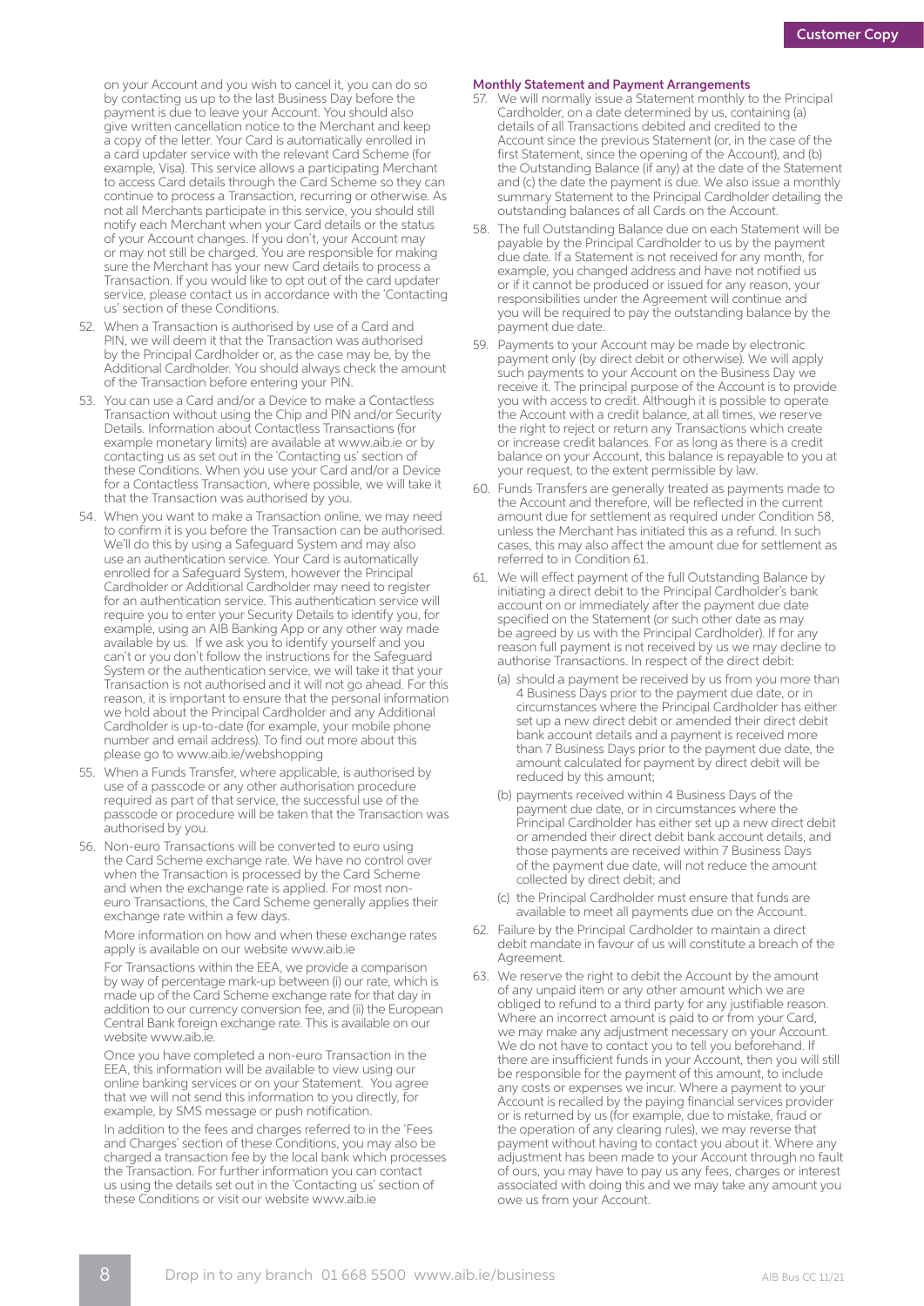on your Account and you wish to cancel it, you can do so by contacting us up to the last Business Day before the payment is due to leave your Account. You should also give written cancellation notice to the Merchant and keep a copy of the letter. Your Card is automatically enrolled in a card updater service with the relevant Card Scheme (for example, Visa). This service allows a participating Merchant to access Card details through the Card Scheme so they can continue to process a Transaction, recurring or otherwise. As not all Merchants participate in this service, you should still notify each Merchant when your Card details or the status of your Account changes. If you don't, your Account may or may not still be charged. You are responsible for making sure the Merchant has your new Card details to process a Transaction. If you would like to opt out of the card updater service, please contact us in accordance with the 'Contacting us' section of these Conditions.

52. When a Transaction is authorised by use of a Card and PIN, we will deem it that the Transaction was authorised by the Principal Cardholder or, as the case may be, by the Additional Cardholder. You should always check the amount of the Transaction before entering your PIN.

53. You can use a Card and/or a Device to make a Contactless Transaction without using the Chip and PIN and/or Security Details. Information about Contactless Transactions (for example monetary limits) are available at www.aib.ie or by contacting us as set out in the 'Contacting us' section of these Conditions. When you use your Card and/or a Device for a Contactless Transaction, where possible, we will take it that the Transaction was authorised by you.

54. When you want to make a Transaction online, we may need to confirm it is you before the Transaction can be authorised. We'll do this by using a Safeguard System and may also use an authentication service. Your Card is automatically enrolled for a Safeguard System, however the Principal Cardholder or Additional Cardholder may need to register for an authentication service. This authentication service will require you to enter your Security Details to identify you, for example, using an AIB Banking App or any other way made available by us. If we ask you to identify yourself and you can't or you don't follow the instructions for the Safeguard System or the authentication service, we will take it that your Transaction is not authorised and it will not go ahead. For this reason, it is important to ensure that the personal information we hold about the Principal Cardholder and any Additional Cardholder is up-to-date (for example, your mobile phone number and email address). To find out more about this please go to www.aib.ie/webshopping

55. When a Funds Transfer, where applicable, is authorised by use of a passcode or any other authorisation procedure required as part of that service, the successful use of the passcode or procedure will be taken that the Transaction was authorised by you.

56. Non-euro Transactions will be converted to euro using the Card Scheme exchange rate. We have no control over when the Transaction is processed by the Card Scheme and when the exchange rate is applied. For most non-euro Transactions, the Card Scheme generally applies their exchange rate within a few days.

    More information on how and when these exchange rates apply is available on our website www.aib.ie

    For Transactions within the EEA, we provide a comparison by way of percentage mark-up between (i) our rate, which is made up of the Card Scheme exchange rate for that day in addition to our currency conversion fee, and (ii) the European Central Bank foreign exchange rate. This is available on our website www.aib.ie.

    Once you have completed a non-euro Transaction in the EEA, this information will be available to view using our online banking services or on your Statement. You agree that we will not send this information to you directly, for example, by SMS message or push notification.

    In addition to the fees and charges referred to in the 'Fees and Charges' section of these Conditions, you may also be charged a transaction fee by the local bank which processes the Transaction. For further information you can contact us using the details set out in the 'Contacting us' section of these Conditions or visit our website www.aib.ie

### Monthly Statement and Payment Arrangements

57. We will normally issue a Statement monthly to the Principal Cardholder, on a date determined by us, containing (a) details of all Transactions debited and credited to the Account since the previous Statement (or, in the case of the first Statement, since the opening of the Account), and (b) the Outstanding Balance (if any) at the date of the Statement and (c) the date the payment is due. We also issue a monthly summary Statement to the Principal Cardholder detailing the outstanding balances of all Cards on the Account.

58. The full Outstanding Balance due on each Statement will be payable by the Principal Cardholder to us by the payment due date. If a Statement is not received for any month, for example, you changed address and have not notified us or if it cannot be produced or issued for any reason, your responsibilities under the Agreement will continue and you will be required to pay the outstanding balance by the payment due date.

59. Payments to your Account may be made by electronic payment only (by direct debit or otherwise). We will apply such payments to your Account on the Business Day we receive it. The principal purpose of the Account is to provide you with access to credit. Although it is possible to operate the Account with a credit balance, at all times, we reserve the right to reject or return any Transactions which create or increase credit balances. For as long as there is a credit balance on your Account, this balance is repayable to you at your request, to the extent permissible by law.

60. Funds Transfers are generally treated as payments made to the Account and therefore, will be reflected in the current amount due for settlement as required under Condition 58, unless the Merchant has initiated this as a refund. In such cases, this may also affect the amount due for settlement as referred to in Condition 61.

61. We will effect payment of the full Outstanding Balance by initiating a direct debit to the Principal Cardholder's bank account on or immediately after the payment due date specified on the Statement (or such other date as may be agreed by us with the Principal Cardholder). If for any reason full payment is not received by us we may decline to authorise Transactions. In respect of the direct debit:
    (a) should a payment be received by us from you more than 4 Business Days prior to the payment due date, or in circumstances where the Principal Cardholder has either set up a new direct debit or amended their direct debit bank account details and a payment is received more than 7 Business Days prior to the payment due date, the amount calculated for payment by direct debit will be reduced by this amount;
    (b) payments received within 4 Business Days of the payment due date, or in circumstances where the Principal Cardholder has either set up a new direct debit or amended their direct debit bank account details, and those payments are received within 7 Business Days of the payment due date, will not reduce the amount collected by direct debit; and
    (c) the Principal Cardholder must ensure that funds are available to meet all payments due on the Account.

62. Failure by the Principal Cardholder to maintain a direct debit mandate in favour of us will constitute a breach of the Agreement.

63. We reserve the right to debit the Account by the amount of any unpaid item or any other amount which we are obliged to refund to a third party for any justifiable reason. Where an incorrect amount is paid to or from your Card, we may make any adjustment necessary on your Account. We do not have to contact you to tell you beforehand. If there are insufficient funds in your Account, then you will still be responsible for the payment of this amount, to include any costs or expenses we incur. Where a payment to your Account is recalled by the paying financial services provider or is returned by us (for example, due to mistake, fraud or the operation of any clearing rules), we may reverse that payment without having to contact you about it. Where any adjustment has been made to your Account through no fault of ours, you may have to pay us any fees, charges or interest associated with doing this and we may take any amount you owe us from your Account.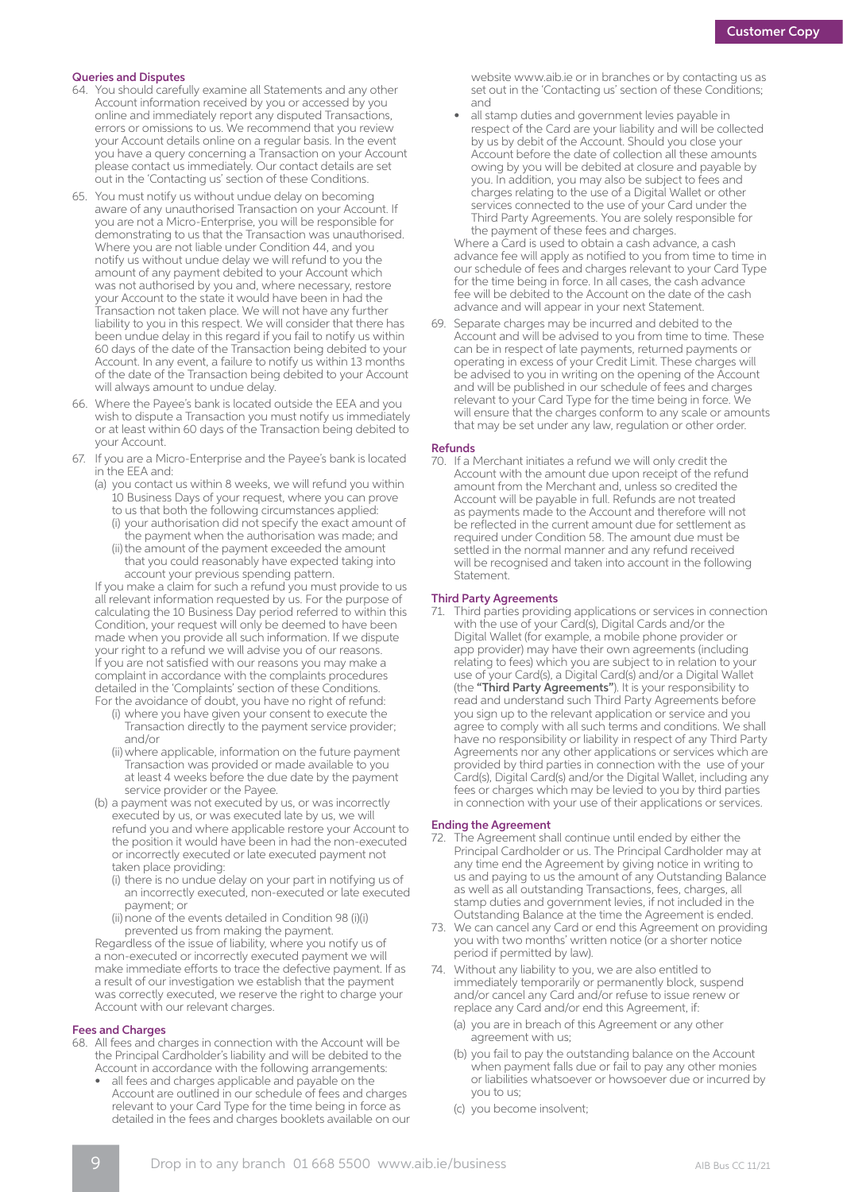## Queries and Disputes

64. You should carefully examine all Statements and any other Account information received by you or accessed by you online and immediately report any disputed Transactions, errors or omissions to us. We recommend that you review your Account details online on a regular basis. In the event you have a query concerning a Transaction on your Account please contact us immediately. Our contact details are set out in the 'Contacting us' section of these Conditions.

65. You must notify us without undue delay on becoming aware of any unauthorised Transaction on your Account. If you are not a Micro-Enterprise, you will be responsible for demonstrating to us that the Transaction was unauthorised. Where you are not liable under Condition 44, and you notify us without undue delay we will refund to you the amount of any payment debited to your Account which was not authorised by you and, where necessary, restore your Account to the state it would have been in had the Transaction not taken place. We will not have any further liability to you in this respect. We will consider that there has been undue delay in this regard if you fail to notify us within 60 days of the date of the Transaction being debited to your Account. In any event, a failure to notify us within 13 months of the date of the Transaction being debited to your Account will always amount to undue delay.

66. Where the Payee's bank is located outside the EEA and you wish to dispute a Transaction you must notify us immediately or at least within 60 days of the Transaction being debited to your Account.

67. If you are a Micro-Enterprise and the Payee's bank is located in the EEA and:
   (a) you contact us within 8 weeks, we will refund you within 10 Business Days of your request, where you can prove to us that both the following circumstances applied:
      (i) your authorisation did not specify the exact amount of the payment when the authorisation was made; and
      (ii) the amount of the payment exceeded the amount that you could reasonably have expected taking into account your previous spending pattern.

   If you make a claim for such a refund you must provide to us all relevant information requested by us. For the purpose of calculating the 10 Business Day period referred to within this Condition, your request will only be deemed to have been made when you provide all such information. If we dispute your right to a refund we will advise you of our reasons. If you are not satisfied with our reasons you may make a complaint in accordance with the complaints procedures detailed in the 'Complaints' section of these Conditions. For the avoidance of doubt, you have no right of refund:
      (i) where you have given your consent to execute the Transaction directly to the payment service provider; and/or
      (ii) where applicable, information on the future payment Transaction was provided or made available to you at least 4 weeks before the due date by the payment service provider or the Payee.

   (b) a payment was not executed by us, or was incorrectly executed by us, or was executed late by us, we will refund you and where applicable restore your Account to the position it would have been in had the non-executed or incorrectly executed or late executed payment not taken place providing:
      (i) there is no undue delay on your part in notifying us of an incorrectly executed, non-executed or late executed payment; or
      (ii) none of the events detailed in Condition 98 (i)(i) prevented us from making the payment.

   Regardless of the issue of liability, where you notify us of a non-executed or incorrectly executed payment we will make immediate efforts to trace the defective payment. If as a result of our investigation we establish that the payment was correctly executed, we reserve the right to charge your Account with our relevant charges.

## Fees and Charges

68. All fees and charges in connection with the Account will be the Principal Cardholder's liability and will be debited to the Account in accordance with the following arrangements:
   - all fees and charges applicable and payable on the Account are outlined in our schedule of fees and charges relevant to your Card Type for the time being in force as detailed in the fees and charges booklets available on our website www.aib.ie or in branches or by contacting us as set out in the 'Contacting us' section of these Conditions; and
   - all stamp duties and government levies payable in respect of the Card are your liability and will be collected by us by debit of the Account. Should you close your Account before the date of collection all these amounts owing by you will be debited at closure and payable by you. In addition, you may also be subject to fees and charges relating to the use of a Digital Wallet or other services connected to the use of your Card under the Third Party Agreements. You are solely responsible for the payment of these fees and charges.

   Where a Card is used to obtain a cash advance, a cash advance fee will apply as notified to you from time to time in our schedule of fees and charges relevant to your Card Type for the time being in force. In all cases, the cash advance fee will be debited to the Account on the date of the cash advance and will appear in your next Statement.

69. Separate charges may be incurred and debited to the Account and will be advised to you from time to time. These can be in respect of late payments, returned payments or operating in excess of your Credit Limit. These charges will be advised to you in writing on the opening of the Account and will be published in our schedule of fees and charges relevant to your Card Type for the time being in force. We will ensure that the charges conform to any scale or amounts that may be set under any law, regulation or other order.

## Refunds

70. If a Merchant initiates a refund we will only credit the Account with the amount due upon receipt of the refund amount from the Merchant and, unless so credited the Account will be payable in full. Refunds are not treated as payments made to the Account and therefore will not be reflected in the current amount due for settlement as required under Condition 58. The amount due must be settled in the normal manner and any refund received will be recognised and taken into account in the following Statement.

## Third Party Agreements

71. Third parties providing applications or services in connection with the use of your Card(s), Digital Cards and/or the Digital Wallet (for example, a mobile phone provider or app provider) may have their own agreements (including relating to fees) which you are subject to in relation to your use of your Card(s), a Digital Card(s) and/or a Digital Wallet (the **"Third Party Agreements"**). It is your responsibility to read and understand such Third Party Agreements before you sign up to the relevant application or service and you agree to comply with all such terms and conditions. We shall have no responsibility or liability in respect of any Third Party Agreements nor any other applications or services which are provided by third parties in connection with the use of your Card(s), Digital Card(s) and/or the Digital Wallet, including any fees or charges which may be levied to you by third parties in connection with your use of their applications or services.

## Ending the Agreement

72. The Agreement shall continue until ended by either the Principal Cardholder or us. The Principal Cardholder may at any time end the Agreement by giving notice in writing to us and paying to us the amount of any Outstanding Balance as well as all outstanding Transactions, fees, charges, all stamp duties and government levies, if not included in the Outstanding Balance at the time the Agreement is ended.

73. We can cancel any Card or end this Agreement on providing you with two months' written notice (or a shorter notice period if permitted by law).

74. Without any liability to you, we are also entitled to immediately temporarily or permanently block, suspend and/or cancel any Card and/or refuse to issue renew or replace any Card and/or end this Agreement, if:
   (a) you are in breach of this Agreement or any other agreement with us;
   (b) you fail to pay the outstanding balance on the Account when payment falls due or fail to pay any other monies or liabilities whatsoever or howsoever due or incurred by you to us;
   (c) you become insolvent;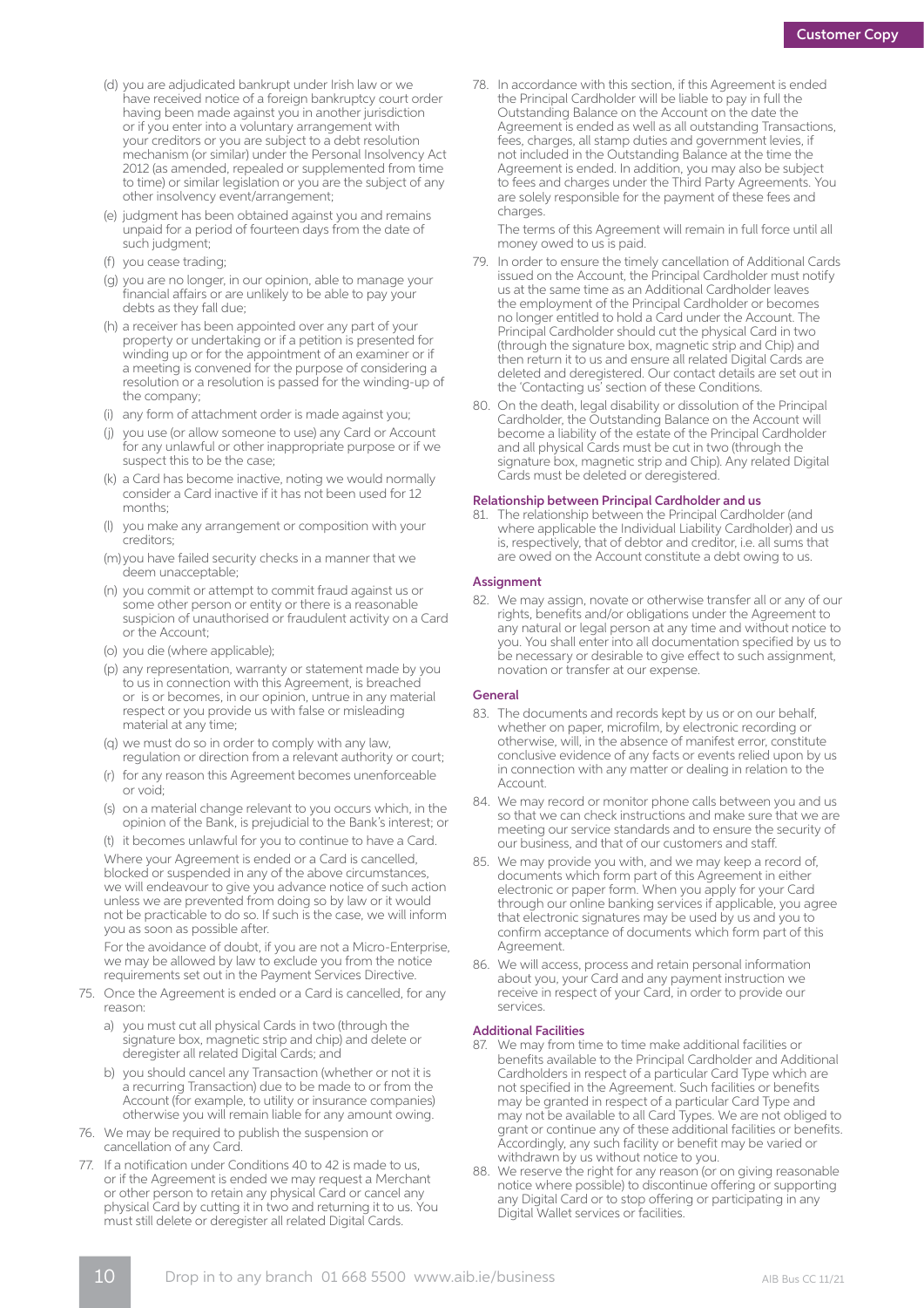(d) you are adjudicated bankrupt under Irish law or we have received notice of a foreign bankruptcy court order having been made against you in another jurisdiction or if you enter into a voluntary arrangement with your creditors or you are subject to a debt resolution mechanism (or similar) under the Personal Insolvency Act 2012 (as amended, repealed or supplemented from time to time) or similar legislation or you are the subject of any other insolvency event/arrangement;

(e) judgment has been obtained against you and remains unpaid for a period of fourteen days from the date of such judgment;

(f) you cease trading;

(g) you are no longer, in our opinion, able to manage your financial affairs or are unlikely to be able to pay your debts as they fall due;

(h) a receiver has been appointed over any part of your property or undertaking or if a petition is presented for winding up or for the appointment of an examiner or if a meeting is convened for the purpose of considering a resolution or a resolution is passed for the winding-up of the company;

(i) any form of attachment order is made against you;

(j) you use (or allow someone to use) any Card or Account for any unlawful or other inappropriate purpose or if we suspect this to be the case;

(k) a Card has become inactive, noting we would normally consider a Card inactive if it has not been used for 12 months;

(l) you make any arrangement or composition with your creditors;

(m) you have failed security checks in a manner that we deem unacceptable;

(n) you commit or attempt to commit fraud against us or some other person or entity or there is a reasonable suspicion of unauthorised or fraudulent activity on a Card or the Account;

(o) you die (where applicable);

(p) any representation, warranty or statement made by you to us in connection with this Agreement, is breached or is or becomes, in our opinion, untrue in any material respect or you provide us with false or misleading material at any time;

(q) we must do so in order to comply with any law, regulation or direction from a relevant authority or court;

(r) for any reason this Agreement becomes unenforceable or void;

(s) on a material change relevant to you occurs which, in the opinion of the Bank, is prejudicial to the Bank's interest; or

(t) it becomes unlawful for you to continue to have a Card.

Where your Agreement is ended or a Card is cancelled, blocked or suspended in any of the above circumstances, we will endeavour to give you advance notice of such action unless we are prevented from doing so by law or it would not be practicable to do so. If such is the case, we will inform you as soon as possible after.

For the avoidance of doubt, if you are not a Micro-Enterprise, we may be allowed by law to exclude you from the notice requirements set out in the Payment Services Directive.

75. Once the Agreement is ended or a Card is cancelled, for any reason:

  a) you must cut all physical Cards in two (through the signature box, magnetic strip and chip) and delete or deregister all related Digital Cards; and

  b) you should cancel any Transaction (whether or not it is a recurring Transaction) due to be made to or from the Account (for example, to utility or insurance companies) otherwise you will remain liable for any amount owing.

76. We may be required to publish the suspension or cancellation of any Card.

77. If a notification under Conditions 40 to 42 is made to us, or if the Agreement is ended we may request a Merchant or other person to retain any physical Card or cancel any physical Card by cutting it in two and returning it to us. You must still delete or deregister all related Digital Cards.

78. In accordance with this section, if this Agreement is ended the Principal Cardholder will be liable to pay in full the Outstanding Balance on the Account on the date the Agreement is ended as well as all outstanding Transactions, fees, charges, all stamp duties and government levies, if not included in the Outstanding Balance at the time the Agreement is ended. In addition, you may also be subject to fees and charges under the Third Party Agreements. You are solely responsible for the payment of these fees and charges.

    The terms of this Agreement will remain in full force until all money owed to us is paid.

79. In order to ensure the timely cancellation of Additional Cards issued on the Account, the Principal Cardholder must notify us at the same time as an Additional Cardholder leaves the employment of the Principal Cardholder or becomes no longer entitled to hold a Card under the Account. The Principal Cardholder should cut the physical Card in two (through the signature box, magnetic strip and Chip) and then return it to us and ensure all related Digital Cards are deleted and deregistered. Our contact details are set out in the 'Contacting us' section of these Conditions.

80. On the death, legal disability or dissolution of the Principal Cardholder, the Outstanding Balance on the Account will become a liability of the estate of the Principal Cardholder and all physical Cards must be cut in two (through the signature box, magnetic strip and Chip). Any related Digital Cards must be deleted or deregistered.

### Relationship between Principal Cardholder and us

81. The relationship between the Principal Cardholder (and where applicable the Individual Liability Cardholder) and us is, respectively, that of debtor and creditor, i.e. all sums that are owed on the Account constitute a debt owing to us.

### Assignment

82. We may assign, novate or otherwise transfer all or any of our rights, benefits and/or obligations under the Agreement to any natural or legal person at any time and without notice to you. You shall enter into all documentation specified by us to be necessary or desirable to give effect to such assignment, novation or transfer at our expense.

### General

83. The documents and records kept by us or on our behalf, whether on paper, microfilm, by electronic recording or otherwise, will, in the absence of manifest error, constitute conclusive evidence of any facts or events relied upon by us in connection with any matter or dealing in relation to the Account.

84. We may record or monitor phone calls between you and us so that we can check instructions and make sure that we are meeting our service standards and to ensure the security of our business, and that of our customers and staff.

85. We may provide you with, and we may keep a record of, documents which form part of this Agreement in either electronic or paper form. When you apply for your Card through our online banking services if applicable, you agree that electronic signatures may be used by us and you to confirm acceptance of documents which form part of this Agreement.

86. We will access, process and retain personal information about you, your Card and any payment instruction we receive in respect of your Card, in order to provide our services.

### Additional Facilities

87. We may from time to time make additional facilities or benefits available to the Principal Cardholder and Additional Cardholders in respect of a particular Card Type which are not specified in the Agreement. Such facilities or benefits may be granted in respect of a particular Card Type and may not be available to all Card Types. We are not obliged to grant or continue any of these additional facilities or benefits. Accordingly, any such facility or benefit may be varied or withdrawn by us without notice to you.

88. We reserve the right for any reason (or on giving reasonable notice where possible) to discontinue offering or supporting any Digital Card or to stop offering or participating in any Digital Wallet services or facilities.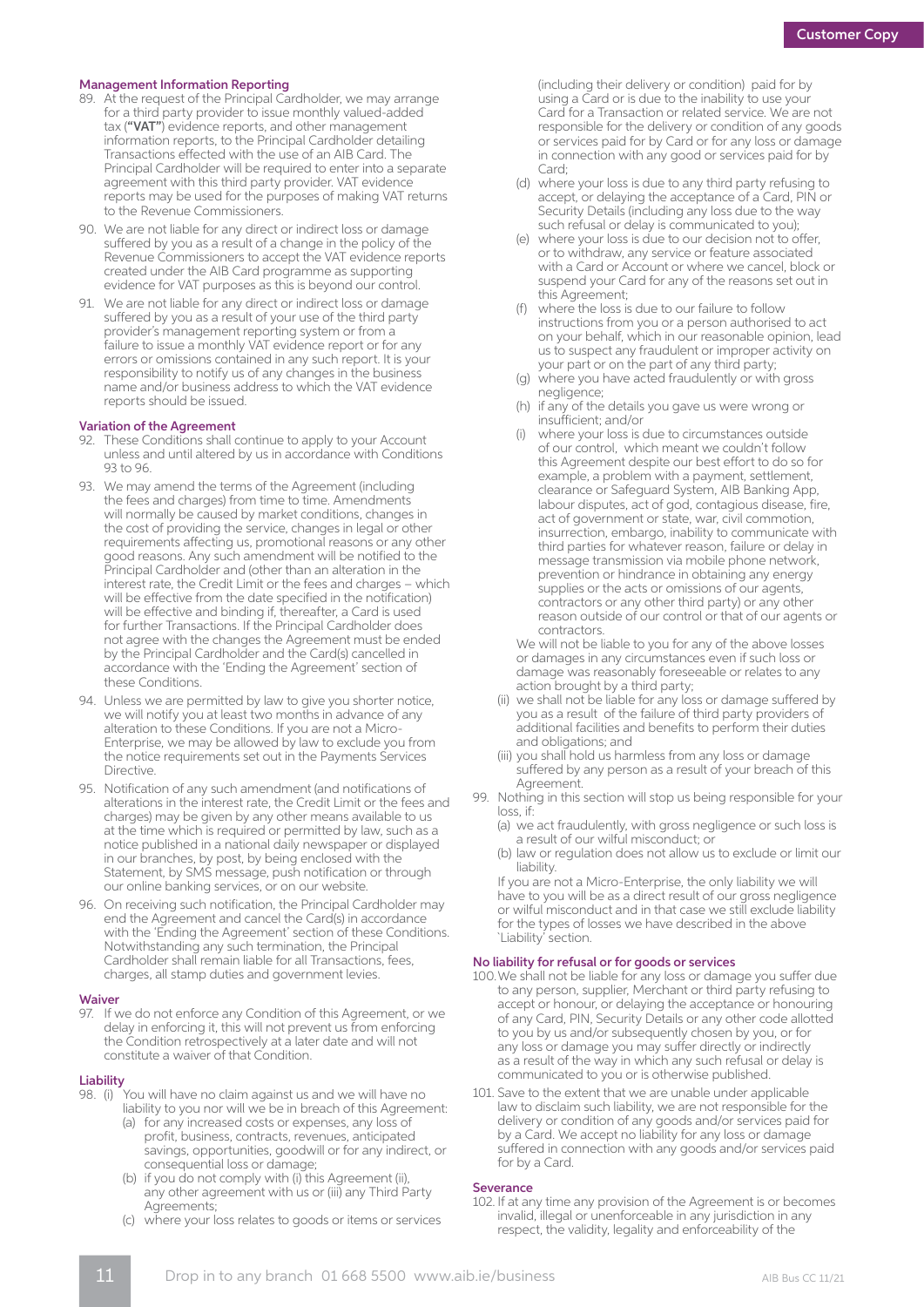### Management Information Reporting

89. At the request of the Principal Cardholder, we may arrange for a third party provider to issue monthly valued-added tax (**"VAT"**) evidence reports, and other management information reports, to the Principal Cardholder detailing Transactions effected with the use of an AIB Card. The Principal Cardholder will be required to enter into a separate agreement with this third party provider. VAT evidence reports may be used for the purposes of making VAT returns to the Revenue Commissioners.

90. We are not liable for any direct or indirect loss or damage suffered by you as a result of a change in the policy of the Revenue Commissioners to accept the VAT evidence reports created under the AIB Card programme as supporting evidence for VAT purposes as this is beyond our control.

91. We are not liable for any direct or indirect loss or damage suffered by you as a result of your use of the third party provider's management reporting system or from a failure to issue a monthly VAT evidence report or for any errors or omissions contained in any such report. It is your responsibility to notify us of any changes in the business name and/or business address to which the VAT evidence reports should be issued.

### Variation of the Agreement

92. These Conditions shall continue to apply to your Account unless and until altered by us in accordance with Conditions 93 to 96.

93. We may amend the terms of the Agreement (including the fees and charges) from time to time. Amendments will normally be caused by market conditions, changes in the cost of providing the service, changes in legal or other requirements affecting us, promotional reasons or any other good reasons. Any such amendment will be notified to the Principal Cardholder and (other than an alteration in the interest rate, the Credit Limit or the fees and charges – which will be effective from the date specified in the notification) will be effective and binding if, thereafter, a Card is used for further Transactions. If the Principal Cardholder does not agree with the changes the Agreement must be ended by the Principal Cardholder and the Card(s) cancelled in accordance with the 'Ending the Agreement' section of these Conditions.

94. Unless we are permitted by law to give you shorter notice, we will notify you at least two months in advance of any alteration to these Conditions. If you are not a Micro-Enterprise, we may be allowed by law to exclude you from the notice requirements set out in the Payments Services Directive.

95. Notification of any such amendment (and notifications of alterations in the interest rate, the Credit Limit or the fees and charges) may be given by any other means available to us at the time which is required or permitted by law, such as a notice published in a national daily newspaper or displayed in our branches, by post, by being enclosed with the Statement, by SMS message, push notification or through our online banking services, or on our website.

96. On receiving such notification, the Principal Cardholder may end the Agreement and cancel the Card(s) in accordance with the 'Ending the Agreement' section of these Conditions. Notwithstanding any such termination, the Principal Cardholder shall remain liable for all Transactions, fees, charges, all stamp duties and government levies.

### Waiver

97. If we do not enforce any Condition of this Agreement, or we delay in enforcing it, this will not prevent us from enforcing the Condition retrospectively at a later date and will not constitute a waiver of that Condition.

### Liability

98. (i) You will have no claim against us and we will have no liability to you nor will we be in breach of this Agreement:
   (a) for any increased costs or expenses, any loss of profit, business, contracts, revenues, anticipated savings, opportunities, goodwill or for any indirect, or consequential loss or damage;
   (b) if you do not comply with (i) this Agreement (ii), any other agreement with us or (iii) any Third Party Agreements;
   (c) where your loss relates to goods or items or services (including their delivery or condition) paid for by using a Card or is due to the inability to use your Card for a Transaction or related service. We are not responsible for the delivery or condition of any goods or services paid for by Card or for any loss or damage in connection with any good or services paid for by a Card;
   (d) where your loss is due to any third party refusing to accept, or delaying the acceptance of a Card, PIN or Security Details (including any loss due to the way such refusal or delay is communicated to you);
   (e) where your loss is due to our decision not to offer, or to withdraw, any service or feature associated with a Card or Account or where we cancel, block or suspend your Card for any of the reasons set out in this Agreement;
   (f) where the loss is due to our failure to follow instructions from you or a person authorised to act on your behalf, which in our reasonable opinion, lead us to suspect any fraudulent or improper activity on your part or on the part of any third party;
   (g) where you have acted fraudulently or with gross negligence;
   (h) if any of the details you gave us were wrong or insufficient; and/or
   (i) where your loss is due to circumstances outside of our control, which meant we couldn't follow this Agreement despite our best effort to do so for example, a problem with a payment, settlement, clearance or Safeguard System, AIB Banking App, labour disputes, act of god, contagious disease, fire, act of government or state, war, civil commotion, insurrection, embargo, inability to communicate with third parties for whatever reason, failure or delay in message transmission via mobile phone network, prevention or hindrance in obtaining any energy supplies or the acts or omissions of our agents, contractors or any other third party) or any other reason outside of our control or that of our agents or contractors.

   We will not be liable to you for any of the above losses or damages in any circumstances even if such loss or damage was reasonably foreseeable or relates to any action brought by a third party;

   (ii) we shall not be liable for any loss or damage suffered by you as a result of the failure of third party providers of additional facilities and benefits to perform their duties and obligations; and

   (iii) you shall hold us harmless from any loss or damage suffered by any person as a result of your breach of this Agreement.

99. Nothing in this section will stop us being responsible for your loss, if:
   (a) we act fraudulently, with gross negligence or such loss is a result of our wilful misconduct; or
   (b) law or regulation does not allow us to exclude or limit our liability.

   If you are not a Micro-Enterprise, the only liability we will have to you will be as a direct result of our gross negligence or wilful misconduct and in that case we still exclude liability for the types of losses we have described in the above 'Liability' section.

### No liability for refusal or for goods or services

100. We shall not be liable for any loss or damage you suffer due to any person, supplier, Merchant or third party refusing to accept or honour, or delaying the acceptance or honouring of any Card, PIN, Security Details or any other code allotted to you by us and/or subsequently chosen by you, or for any loss or damage you may suffer directly or indirectly as a result of the way in which any such refusal or delay is communicated to you or is otherwise published.

101. Save to the extent that we are unable under applicable law to disclaim such liability, we are not responsible for the delivery or condition of any goods and/or services paid for by a Card. We accept no liability for any loss or damage suffered in connection with any goods and/or services paid for by a Card.

### Severance

102. If at any time any provision of the Agreement is or becomes invalid, illegal or unenforceable in any jurisdiction in any respect, the validity, legality and enforceability of the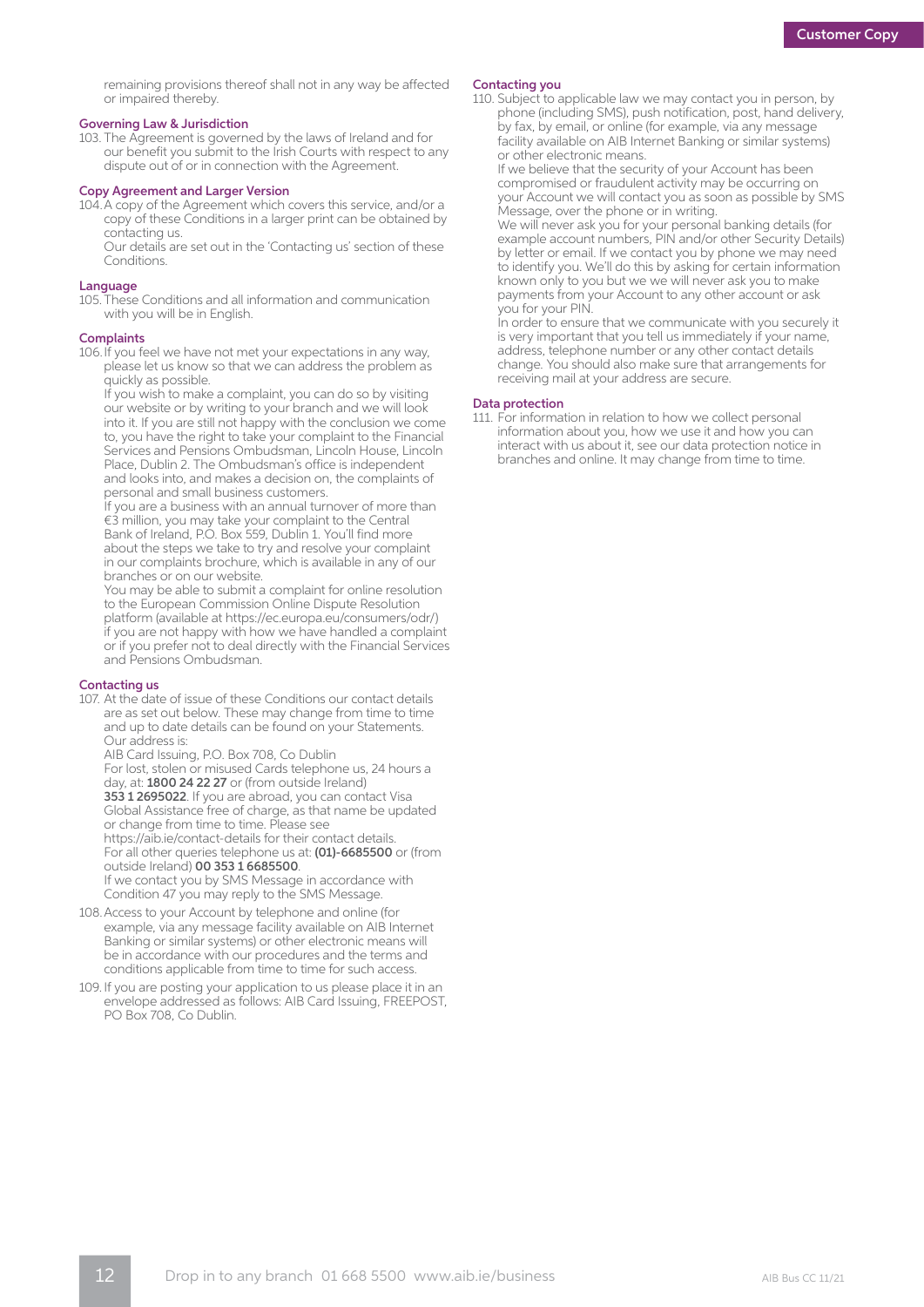remaining provisions thereof shall not in any way be affected or impaired thereby.

### Governing Law & Jurisdiction

103. The Agreement is governed by the laws of Ireland and for our benefit you submit to the Irish Courts with respect to any dispute out of or in connection with the Agreement.

### Copy Agreement and Larger Version

104. A copy of the Agreement which covers this service, and/or a copy of these Conditions in a larger print can be obtained by contacting us.
    Our details are set out in the 'Contacting us' section of these Conditions.

### Language

105. These Conditions and all information and communication with you will be in English.

### Complaints

106. If you feel we have not met your expectations in any way, please let us know so that we can address the problem as quickly as possible.
    If you wish to make a complaint, you can do so by visiting our website or by writing to your branch and we will look into it. If you are still not happy with the conclusion we come to, you have the right to take your complaint to the Financial Services and Pensions Ombudsman, Lincoln House, Lincoln Place, Dublin 2. The Ombudsman's office is independent and looks into, and makes a decision on, the complaints of personal and small business customers.
    If you are a business with an annual turnover of more than €3 million, you may take your complaint to the Central Bank of Ireland, P.O. Box 559, Dublin 1. You'll find more about the steps we take to try and resolve your complaint in our complaints brochure, which is available in any of our branches or on our website.
    You may be able to submit a complaint for online resolution to the European Commission Online Dispute Resolution platform (available at https://ec.europa.eu/consumers/odr/) if you are not happy with how we have handled a complaint or if you prefer not to deal directly with the Financial Services and Pensions Ombudsman.

### Contacting us

107. At the date of issue of these Conditions our contact details are as set out below. These may change from time to time and up to date details can be found on your Statements.
    Our address is:
    AIB Card Issuing, P.O. Box 708, Co Dublin
    For lost, stolen or misused Cards telephone us, 24 hours a day, at: **1800 24 22 27** or (from outside Ireland) **353 1 2695022**. If you are abroad, you can contact Visa Global Assistance free of charge, as that name be updated or change from time to time. Please see https://aib.ie/contact-details for their contact details.
    For all other queries telephone us at: **(01)-6685500** or (from outside Ireland) **00 353 1 6685500**.
    If we contact you by SMS Message in accordance with Condition 47 you may reply to the SMS Message.
108. Access to your Account by telephone and online (for example, via any message facility available on AIB Internet Banking or similar systems) or other electronic means will be in accordance with our procedures and the terms and conditions applicable from time to time for such access.
109. If you are posting your application to us please place it in an envelope addressed as follows: AIB Card Issuing, FREEPOST, PO Box 708, Co Dublin.

### Contacting you

110. Subject to applicable law we may contact you in person, by phone (including SMS), push notification, post, hand delivery, by fax, by email, or online (for example, via any message facility available on AIB Internet Banking or similar systems) or other electronic means.
    If we believe that the security of your Account has been compromised or fraudulent activity may be occurring on your Account we will contact you as soon as possible by SMS Message, over the phone or in writing.
    We will never ask you for your personal banking details (for example account numbers, PIN and/or other Security Details) by letter or email. If we contact you by phone we may need to identify you. We'll do this by asking for certain information known only to you but we we will never ask you to make payments from your Account to any other account or ask you for your PIN.
    In order to ensure that we communicate with you securely it is very important that you tell us immediately if your name, address, telephone number or any other contact details change. You should also make sure that arrangements for receiving mail at your address are secure.

### Data protection

111. For information in relation to how we collect personal information about you, how we use it and how you can interact with us about it, see our data protection notice in branches and online. It may change from time to time.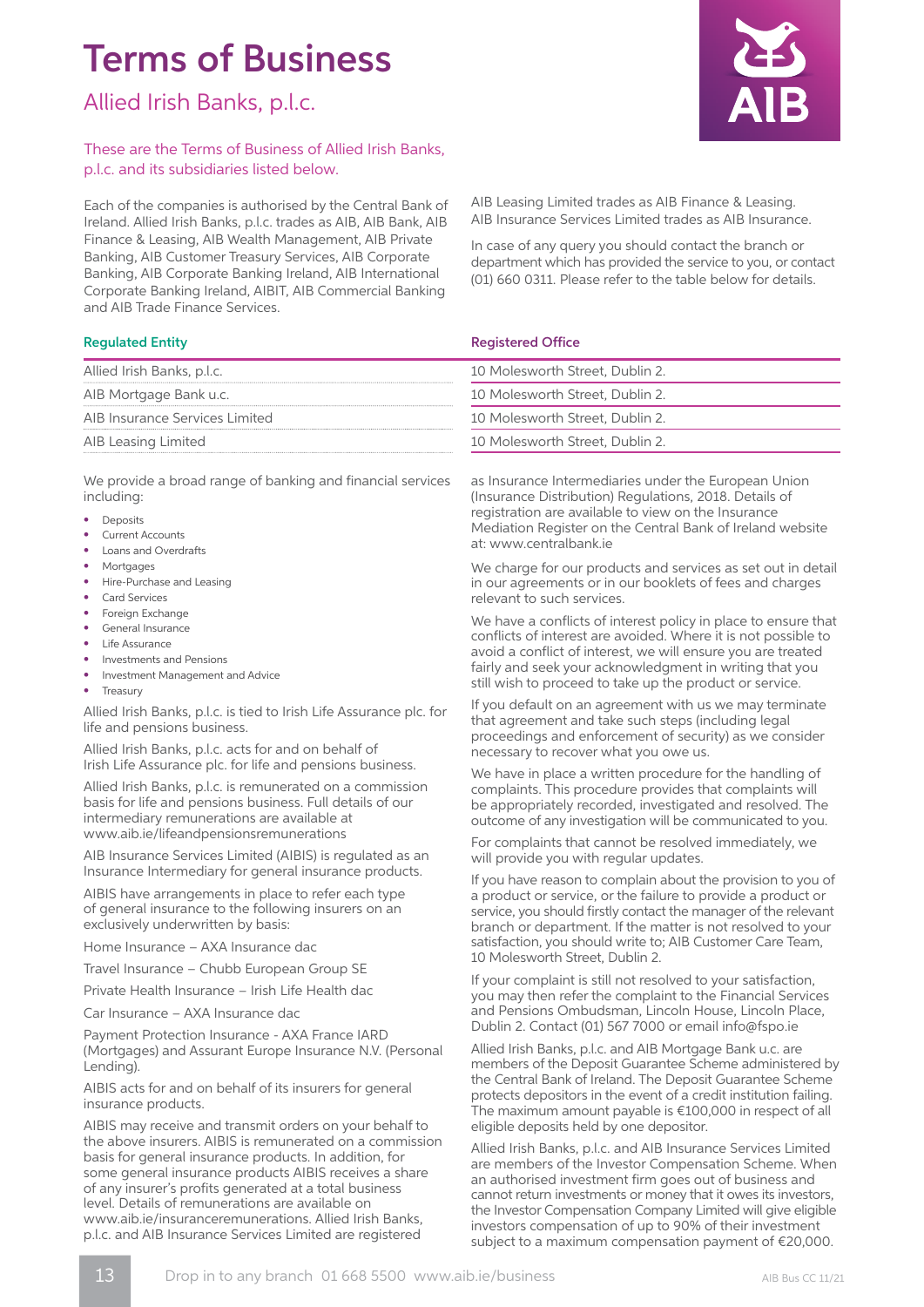# Terms of Business

## Allied Irish Banks, p.l.c.

These are the Terms of Business of Allied Irish Banks, p.l.c. and its subsidiaries listed below.

Each of the companies is authorised by the Central Bank of Ireland. Allied Irish Banks, p.l.c. trades as AIB, AIB Bank, AIB Finance & Leasing, AIB Wealth Management, AIB Private Banking, AIB Customer Treasury Services, AIB Corporate Banking, AIB Corporate Banking Ireland, AIB International Corporate Banking Ireland, AIBIT, AIB Commercial Banking and AIB Trade Finance Services.

AIB Leasing Limited trades as AIB Finance & Leasing. AIB Insurance Services Limited trades as AIB Insurance.

In case of any query you should contact the branch or department which has provided the service to you, or contact (01) 660 0311. Please refer to the table below for details.

| Regulated Entity | Registered Office |
|---|---|
| Allied Irish Banks, p.l.c. | 10 Molesworth Street, Dublin 2. |
| AIB Mortgage Bank u.c. | 10 Molesworth Street, Dublin 2. |
| AIB Insurance Services Limited | 10 Molesworth Street, Dublin 2. |
| AIB Leasing Limited | 10 Molesworth Street, Dublin 2. |

We provide a broad range of banking and financial services including:

- Deposits
- Current Accounts
- Loans and Overdrafts
- Mortgages
- Hire-Purchase and Leasing
- Card Services
- Foreign Exchange
- General Insurance
- Life Assurance
- Investments and Pensions
- Investment Management and Advice
- Treasury

Allied Irish Banks, p.l.c. is tied to Irish Life Assurance plc. for life and pensions business.

Allied Irish Banks, p.l.c. acts for and on behalf of Irish Life Assurance plc. for life and pensions business.

Allied Irish Banks, p.l.c. is remunerated on a commission basis for life and pensions business. Full details of our intermediary remunerations are available at www.aib.ie/lifeandpensionsremunerations

AIB Insurance Services Limited (AIBIS) is regulated as an Insurance Intermediary for general insurance products.

AIBIS have arrangements in place to refer each type of general insurance to the following insurers on an exclusively underwritten by basis:

Home Insurance – AXA Insurance dac

Travel Insurance – Chubb European Group SE

Private Health Insurance – Irish Life Health dac

Car Insurance – AXA Insurance dac

Payment Protection Insurance - AXA France IARD (Mortgages) and Assurant Europe Insurance N.V. (Personal Lending).

AIBIS acts for and on behalf of its insurers for general insurance products.

AIBIS may receive and transmit orders on your behalf to the above insurers. AIBIS is remunerated on a commission basis for general insurance products. In addition, for some general insurance products AIBIS receives a share of any insurer's profits generated at a total business level. Details of remunerations are available on www.aib.ie/insuranceremunerations. Allied Irish Banks, p.l.c. and AIB Insurance Services Limited are registered as Insurance Intermediaries under the European Union (Insurance Distribution) Regulations, 2018. Details of registration are available to view on the Insurance Mediation Register on the Central Bank of Ireland website at: www.centralbank.ie

We charge for our products and services as set out in detail in our agreements or in our booklets of fees and charges relevant to such services.

We have a conflicts of interest policy in place to ensure that conflicts of interest are avoided. Where it is not possible to avoid a conflict of interest, we will ensure you are treated fairly and seek your acknowledgment in writing that you still wish to proceed to take up the product or service.

If you default on an agreement with us we may terminate that agreement and take such steps (including legal proceedings and enforcement of security) as we consider necessary to recover what you owe us.

We have in place a written procedure for the handling of complaints. This procedure provides that complaints will be appropriately recorded, investigated and resolved. The outcome of any investigation will be communicated to you.

For complaints that cannot be resolved immediately, we will provide you with regular updates.

If you have reason to complain about the provision to you of a product or service, or the failure to provide a product or service, you should firstly contact the manager of the relevant branch or department. If the matter is not resolved to your satisfaction, you should write to; AIB Customer Care Team, 10 Molesworth Street, Dublin 2.

If your complaint is still not resolved to your satisfaction, you may then refer the complaint to the Financial Services and Pensions Ombudsman, Lincoln House, Lincoln Place, Dublin 2. Contact (01) 567 7000 or email info@fspo.ie

Allied Irish Banks, p.l.c. and AIB Mortgage Bank u.c. are members of the Deposit Guarantee Scheme administered by the Central Bank of Ireland. The Deposit Guarantee Scheme protects depositors in the event of a credit institution failing. The maximum amount payable is €100,000 in respect of all eligible deposits held by one depositor.

Allied Irish Banks, p.l.c. and AIB Insurance Services Limited are members of the Investor Compensation Scheme. When an authorised investment firm goes out of business and cannot return investments or money that it owes its investors, the Investor Compensation Company Limited will give eligible investors compensation of up to 90% of their investment subject to a maximum compensation payment of €20,000.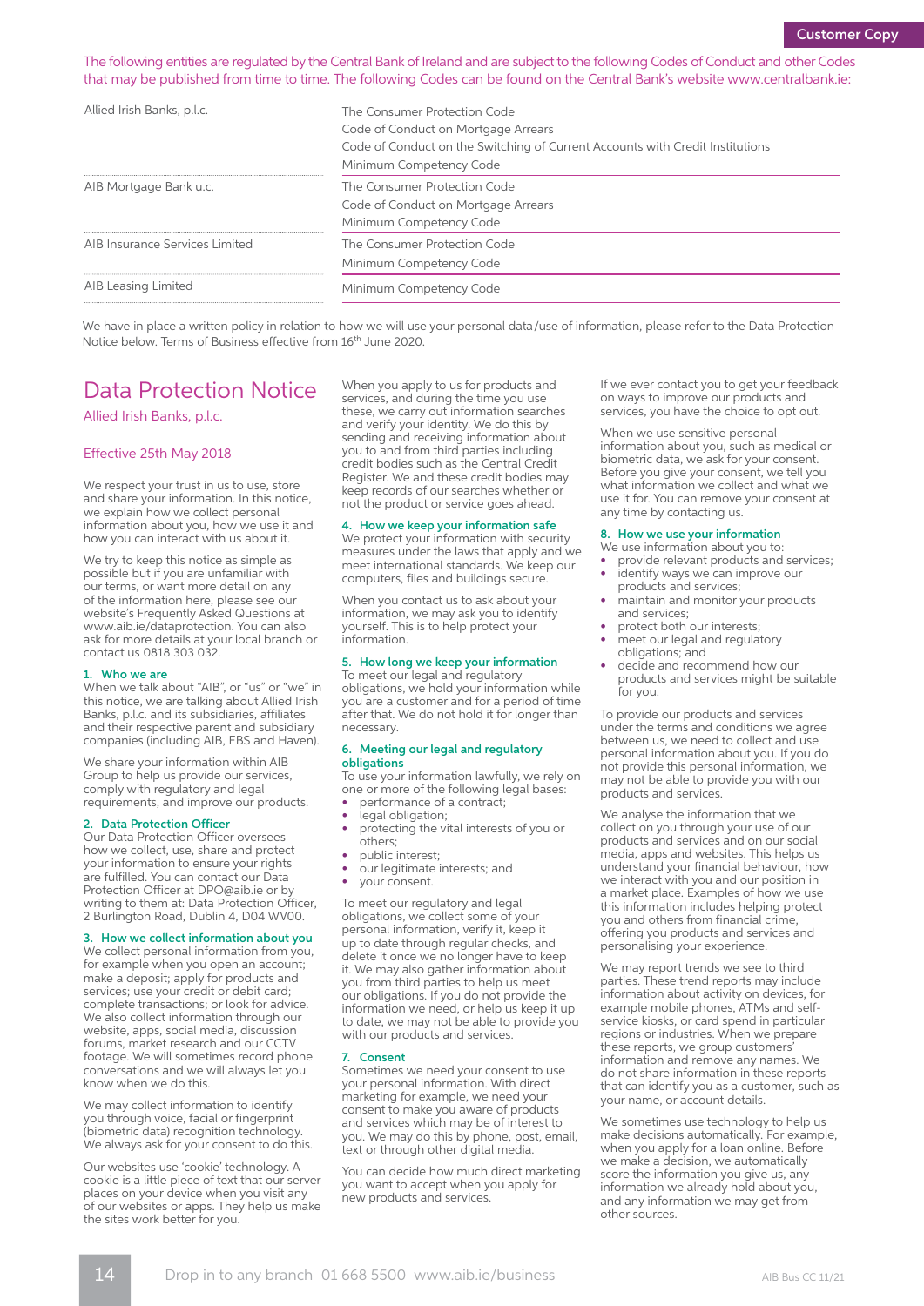Customer Copy

The following entities are regulated by the Central Bank of Ireland and are subject to the following Codes of Conduct and other Codes that may be published from time to time. The following Codes can be found on the Central Bank's website www.centralbank.ie:

| | |
|---|---|
| Allied Irish Banks, p.l.c. | The Consumer Protection Code<br>Code of Conduct on Mortgage Arrears<br>Code of Conduct on the Switching of Current Accounts with Credit Institutions<br>Minimum Competency Code |
| AIB Mortgage Bank u.c. | The Consumer Protection Code<br>Code of Conduct on Mortgage Arrears<br>Minimum Competency Code |
| AIB Insurance Services Limited | The Consumer Protection Code<br>Minimum Competency Code |
| AIB Leasing Limited | Minimum Competency Code |

We have in place a written policy in relation to how we will use your personal data/use of information, please refer to the Data Protection Notice below. Terms of Business effective from 16th June 2020.

# Data Protection Notice

## Allied Irish Banks, p.l.c.

Effective 25th May 2018

We respect your trust in us to use, store and share your information. In this notice, we explain how we collect personal information about you, how we use it and how you can interact with us about it.

We try to keep this notice as simple as possible but if you are unfamiliar with our terms, or want more detail on any of the information here, please see our website's Frequently Asked Questions at www.aib.ie/dataprotection. You can also ask for more details at your local branch or contact us 0818 303 032.

### 1. Who we are

When we talk about "AIB", or "us" or "we" in this notice, we are talking about Allied Irish Banks, p.l.c. and its subsidiaries, affiliates and their respective parent and subsidiary companies (including AIB, EBS and Haven).

We share your information within AIB Group to help us provide our services, comply with regulatory and legal requirements, and improve our products.

### 2. Data Protection Officer

Our Data Protection Officer oversees how we collect, use, share and protect your information to ensure your rights are fulfilled. You can contact our Data Protection Officer at DPO@aib.ie or by writing to them at: Data Protection Officer, 2 Burlington Road, Dublin 4, D04 WV00.

### 3. How we collect information about you

We collect personal information from you, for example when you open an account; make a deposit; apply for products and services; use your credit or debit card; complete transactions; or look for advice. We also collect information through our website, apps, social media, discussion forums, market research and our CCTV footage. We will sometimes record phone conversations and we will always let you know when we do this.

We may collect information to identify you through voice, facial or fingerprint (biometric data) recognition technology. We always ask for your consent to do this.

Our websites use 'cookie' technology. A cookie is a little piece of text that our server places on your device when you visit any of our websites or apps. They help us make the sites work better for you.

When you apply to us for products and services, and during the time you use these, we carry out information searches and verify your identity. We do this by sending and receiving information about you to and from third parties including credit bodies such as the Central Credit Register. We and these credit bodies may keep records of our searches whether or not the product or service goes ahead.

### 4. How we keep your information safe

We protect your information with security measures under the laws that apply and we meet international standards. We keep our computers, files and buildings secure.

When you contact us to ask about your information, we may ask you to identify yourself. This is to help protect your information.

### 5. How long we keep your information

To meet our legal and regulatory obligations, we hold your information while you are a customer and for a period of time after that. We do not hold it for longer than necessary.

### 6. Meeting our legal and regulatory obligations

To use your information lawfully, we rely on one or more of the following legal bases:

- performance of a contract;
- legal obligation;
- protecting the vital interests of you or others;
- public interest;
- our legitimate interests; and
- your consent.

To meet our regulatory and legal obligations, we collect some of your personal information, verify it, keep it up to date through regular checks, and delete it once we no longer have to keep it. We may also gather information about you from third parties to help us meet our obligations. If you do not provide the information we need, or help us keep it up to date, we may not be able to provide you with our products and services.

### 7. Consent

Sometimes we need your consent to use your personal information. With direct marketing for example, we need your consent to make you aware of products and services which may be of interest to you. We may do this by phone, post, email, text or through other digital media.

You can decide how much direct marketing you want to accept when you apply for new products and services.

If we ever contact you to get your feedback on ways to improve our products and services, you have the choice to opt out.

When we use sensitive personal information about you, such as medical or biometric data, we ask for your consent. Before you give your consent, we tell you what information we collect and what we use it for. You can remove your consent at any time by contacting us.

### 8. How we use your information

We use information about you to:

- provide relevant products and services;
- identify ways we can improve our products and services;
- maintain and monitor your products and services;
- protect both our interests;
- meet our legal and regulatory obligations; and
- decide and recommend how our products and services might be suitable for you.

To provide our products and services under the terms and conditions we agree between us, we need to collect and use personal information about you. If you do not provide this personal information, we may not be able to provide you with our products and services.

We analyse the information that we collect on you through your use of our products and services and on our social media, apps and websites. This helps us understand your financial behaviour, how we interact with you and our position in a market place. Examples of how we use this information includes helping protect you and others from financial crime, offering you products and services and personalising your experience.

We may report trends we see to third parties. These trend reports may include information about activity on devices, for example mobile phones, ATMs and self-service kiosks, or card spend in particular regions or industries. When we prepare these reports, we group customers' information and remove any names. We do not share information in these reports that can identify you as a customer, such as your name, or account details.

We sometimes use technology to help us make decisions automatically. For example, when you apply for a loan online. Before we make a decision, we automatically score the information you give us, any information we already hold about you, and any information we may get from other sources.

Drop in to any branch 01 668 5500 www.aib.ie/business

AIB Bus CC 11/21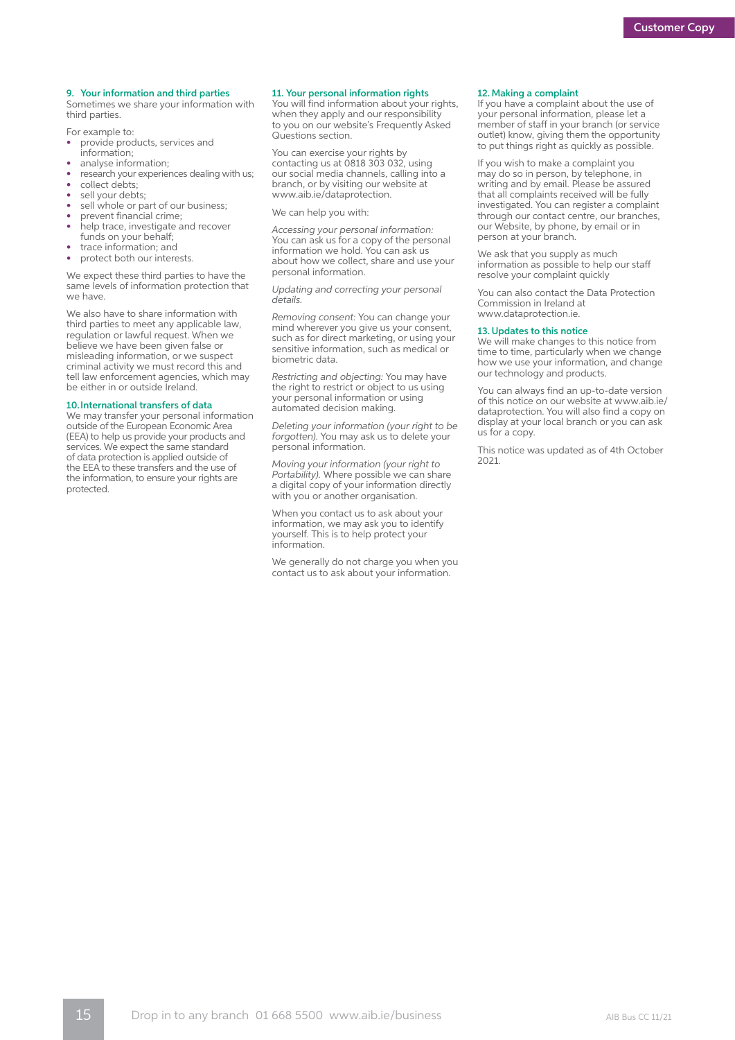## 9. Your information and third parties

Sometimes we share your information with third parties.

For example to:

- provide products, services and information;
- analyse information;
- research your experiences dealing with us;
- collect debts;
- sell your debts;
- sell whole or part of our business;
- prevent financial crime;
- help trace, investigate and recover funds on your behalf;
- trace information; and
- protect both our interests.

We expect these third parties to have the same levels of information protection that we have.

We also have to share information with third parties to meet any applicable law, regulation or lawful request. When we believe we have been given false or misleading information, or we suspect criminal activity we must record this and tell law enforcement agencies, which may be either in or outside Ireland.

## 10. International transfers of data

We may transfer your personal information outside of the European Economic Area (EEA) to help us provide your products and services. We expect the same standard of data protection is applied outside of the EEA to these transfers and the use of the information, to ensure your rights are protected.

## 11. Your personal information rights

You will find information about your rights, when they apply and our responsibility to you on our website's Frequently Asked Questions section.

You can exercise your rights by contacting us at 0818 303 032, using our social media channels, calling into a branch, or by visiting our website at www.aib.ie/dataprotection.

We can help you with:

*Accessing your personal information:* You can ask us for a copy of the personal information we hold. You can ask us about how we collect, share and use your personal information.

*Updating and correcting your personal details.*

*Removing consent:* You can change your mind wherever you give us your consent, such as for direct marketing, or using your sensitive information, such as medical or biometric data.

*Restricting and objecting:* You may have the right to restrict or object to us using your personal information or using automated decision making.

*Deleting your information (your right to be forgotten).* You may ask us to delete your personal information.

*Moving your information (your right to Portability).* Where possible we can share a digital copy of your information directly with you or another organisation.

When you contact us to ask about your information, we may ask you to identify yourself. This is to help protect your information.

We generally do not charge you when you contact us to ask about your information.

## 12. Making a complaint

If you have a complaint about the use of your personal information, please let a member of staff in your branch (or service outlet) know, giving them the opportunity to put things right as quickly as possible.

If you wish to make a complaint you may do so in person, by telephone, in writing and by email. Please be assured that all complaints received will be fully investigated. You can register a complaint through our contact centre, our branches, our Website, by phone, by email or in person at your branch.

We ask that you supply as much information as possible to help our staff resolve your complaint quickly

You can also contact the Data Protection Commission in Ireland at www.dataprotection.ie.

## 13. Updates to this notice

We will make changes to this notice from time to time, particularly when we change how we use your information, and change our technology and products.

You can always find an up-to-date version of this notice on our website at www.aib.ie/dataprotection. You will also find a copy on display at your local branch or you can ask us for a copy.

This notice was updated as of 4th October 2021.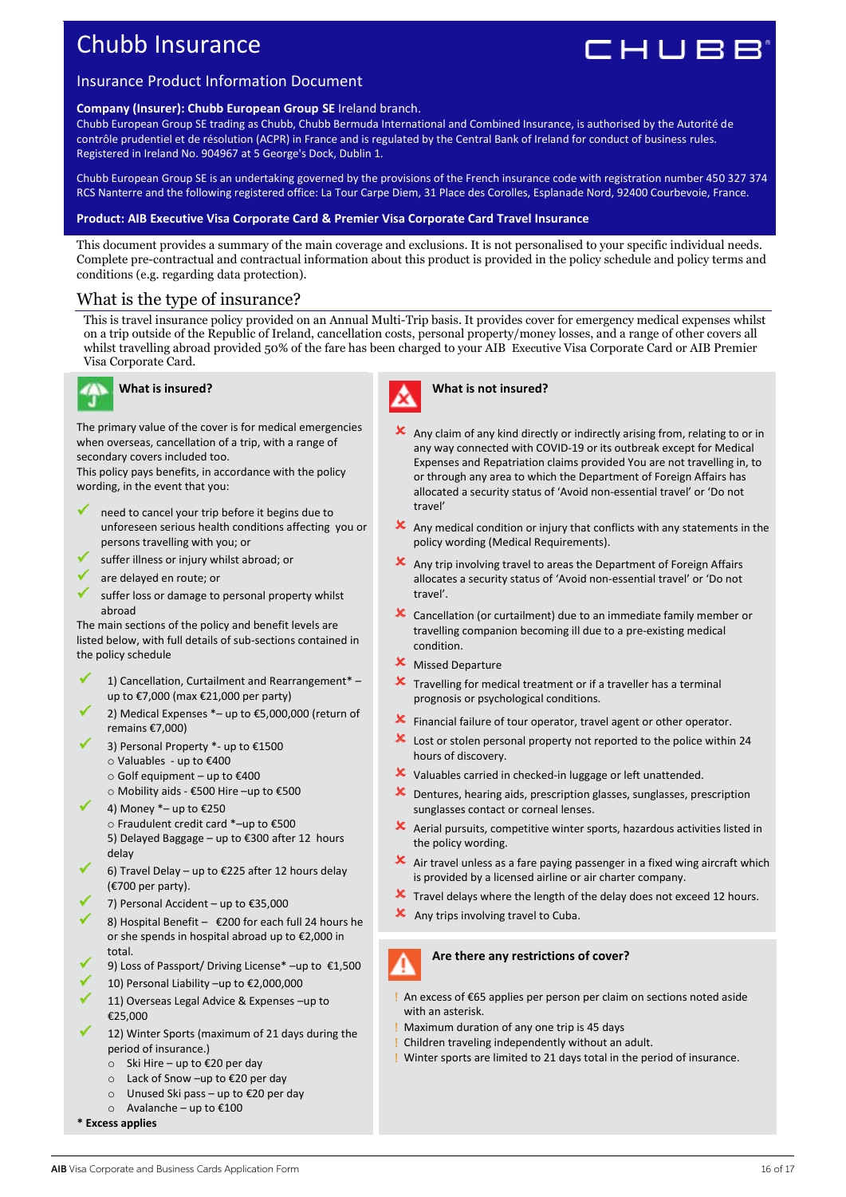# Chubb Insurance

## Insurance Product Information Document

**Company (Insurer): Chubb European Group SE** Ireland branch.
Chubb European Group SE trading as Chubb, Chubb Bermuda International and Combined Insurance, is authorised by the Autorité de contrôle prudentiel et de résolution (ACPR) in France and is regulated by the Central Bank of Ireland for conduct of business rules. Registered in Ireland No. 904967 at 5 George's Dock, Dublin 1.

Chubb European Group SE is an undertaking governed by the provisions of the French insurance code with registration number 450 327 374 RCS Nanterre and the following registered office: La Tour Carpe Diem, 31 Place des Corolles, Esplanade Nord, 92400 Courbevoie, France.

**Product: AIB Executive Visa Corporate Card & Premier Visa Corporate Card Travel Insurance**

This document provides a summary of the main coverage and exclusions. It is not personalised to your specific individual needs. Complete pre-contractual and contractual information about this product is provided in the policy schedule and policy terms and conditions (e.g. regarding data protection).

## What is the type of insurance?

This is travel insurance policy provided on an Annual Multi-Trip basis. It provides cover for emergency medical expenses whilst on a trip outside of the Republic of Ireland, cancellation costs, personal property/money losses, and a range of other covers all whilst travelling abroad provided 50% of the fare has been charged to your AIB Executive Visa Corporate Card or AIB Premier Visa Corporate Card.

### What is insured?

The primary value of the cover is for medical emergencies when overseas, cancellation of a trip, with a range of secondary covers included too.
This policy pays benefits, in accordance with the policy wording, in the event that you:

- ✔ need to cancel your trip before it begins due to unforeseen serious health conditions affecting you or persons travelling with you; or
- ✔ suffer illness or injury whilst abroad; or
- ✔ are delayed en route; or
- ✔ suffer loss or damage to personal property whilst abroad

The main sections of the policy and benefit levels are listed below, with full details of sub-sections contained in the policy schedule

- ✔ 1) Cancellation, Curtailment and Rearrangement* – up to €7,000 (max €21,000 per party)
- ✔ 2) Medical Expenses *– up to €5,000,000 (return of remains €7,000)
- ✔ 3) Personal Property *- up to €1500
  - Valuables - up to €400
  - Golf equipment – up to €400
  - Mobility aids - €500 Hire –up to €500
- ✔ 4) Money *– up to €250
  - Fraudulent credit card *–up to €500
- 5) Delayed Baggage – up to €300 after 12 hours delay
- ✔ 6) Travel Delay – up to €225 after 12 hours delay (€700 per party).
- ✔ 7) Personal Accident – up to €35,000
- ✔ 8) Hospital Benefit – €200 for each full 24 hours he or she spends in hospital abroad up to €2,000 in total.
- ✔ 9) Loss of Passport/ Driving License* –up to €1,500
- ✔ 10) Personal Liability –up to €2,000,000
- ✔ 11) Overseas Legal Advice & Expenses –up to €25,000
- ✔ 12) Winter Sports (maximum of 21 days during the period of insurance.)
  - Ski Hire – up to €20 per day
  - Lack of Snow –up to €20 per day
  - Unused Ski pass – up to €20 per day
  - Avalanche – up to €100

**\* Excess applies**

### What is not insured?

- ✘ Any claim of any kind directly or indirectly arising from, relating to or in any way connected with COVID-19 or its outbreak except for Medical Expenses and Repatriation claims provided You are not travelling in, to or through any area to which the Department of Foreign Affairs has allocated a security status of 'Avoid non-essential travel' or 'Do not travel'
- ✘ Any medical condition or injury that conflicts with any statements in the policy wording (Medical Requirements).
- ✘ Any trip involving travel to areas the Department of Foreign Affairs allocates a security status of 'Avoid non-essential travel' or 'Do not travel'.
- ✘ Cancellation (or curtailment) due to an immediate family member or travelling companion becoming ill due to a pre-existing medical condition.
- ✘ Missed Departure
- ✘ Travelling for medical treatment or if a traveller has a terminal prognosis or psychological conditions.
- ✘ Financial failure of tour operator, travel agent or other operator.
- ✘ Lost or stolen personal property not reported to the police within 24 hours of discovery.
- ✘ Valuables carried in checked-in luggage or left unattended.
- ✘ Dentures, hearing aids, prescription glasses, sunglasses, prescription sunglasses contact or corneal lenses.
- ✘ Aerial pursuits, competitive winter sports, hazardous activities listed in the policy wording.
- ✘ Air travel unless as a fare paying passenger in a fixed wing aircraft which is provided by a licensed airline or air charter company.
- ✘ Travel delays where the length of the delay does not exceed 12 hours.
- ✘ Any trips involving travel to Cuba.

### Are there any restrictions of cover?

- ! An excess of €65 applies per person per claim on sections noted aside with an asterisk.
- ! Maximum duration of any one trip is 45 days
- ! Children traveling independently without an adult.
- ! Winter sports are limited to 21 days total in the period of insurance.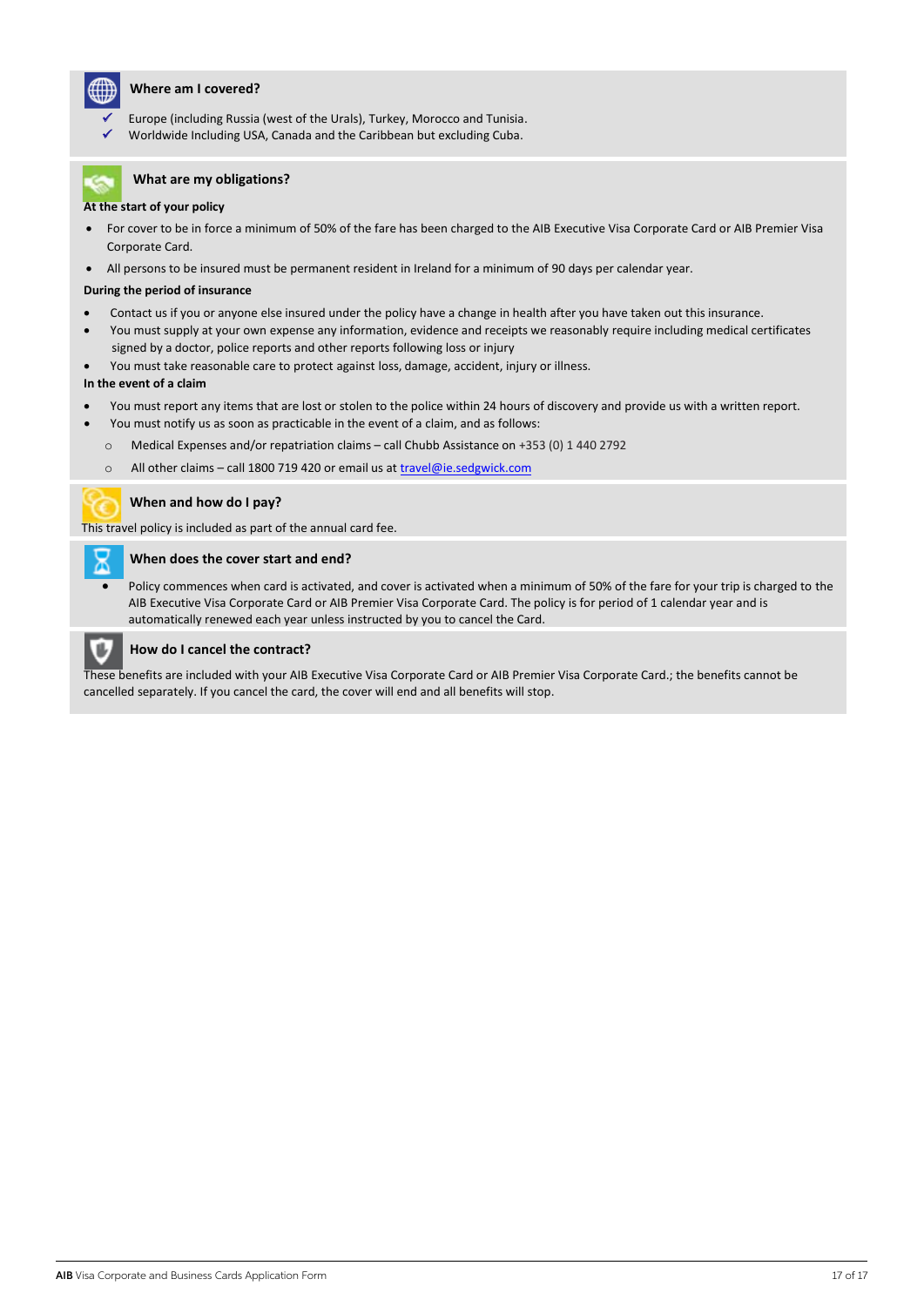### Where am I covered?

- ✓ Europe (including Russia (west of the Urals), Turkey, Morocco and Tunisia.
- ✓ Worldwide Including USA, Canada and the Caribbean but excluding Cuba.

### What are my obligations?

**At the start of your policy**

- For cover to be in force a minimum of 50% of the fare has been charged to the AIB Executive Visa Corporate Card or AIB Premier Visa Corporate Card.
- All persons to be insured must be permanent resident in Ireland for a minimum of 90 days per calendar year.

**During the period of insurance**

- Contact us if you or anyone else insured under the policy have a change in health after you have taken out this insurance.
- You must supply at your own expense any information, evidence and receipts we reasonably require including medical certificates signed by a doctor, police reports and other reports following loss or injury
- You must take reasonable care to protect against loss, damage, accident, injury or illness.

**In the event of a claim**

- You must report any items that are lost or stolen to the police within 24 hours of discovery and provide us with a written report.
- You must notify us as soon as practicable in the event of a claim, and as follows:
  - Medical Expenses and/or repatriation claims – call Chubb Assistance on +353 (0) 1 440 2792
  - All other claims – call 1800 719 420 or email us at travel@ie.sedgwick.com

### When and how do I pay?

This travel policy is included as part of the annual card fee.

### When does the cover start and end?

- Policy commences when card is activated, and cover is activated when a minimum of 50% of the fare for your trip is charged to the AIB Executive Visa Corporate Card or AIB Premier Visa Corporate Card. The policy is for period of 1 calendar year and is automatically renewed each year unless instructed by you to cancel the Card.

### How do I cancel the contract?

These benefits are included with your AIB Executive Visa Corporate Card or AIB Premier Visa Corporate Card.; the benefits cannot be cancelled separately. If you cancel the card, the cover will end and all benefits will stop.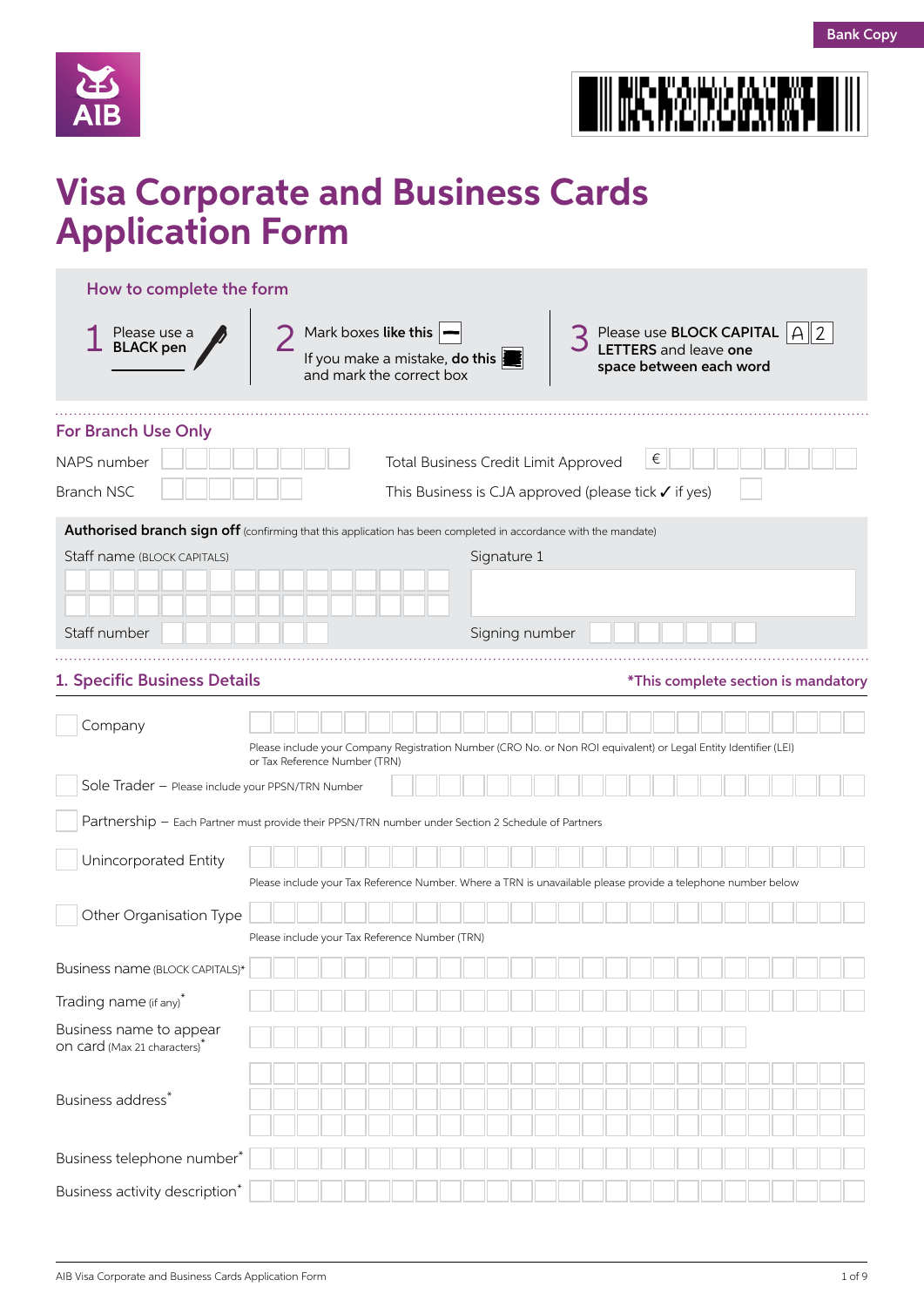Bank Copy

AIB

# Visa Corporate and Business Cards Application Form

## How to complete the form

1. Please use a **BLACK pen**
2. Mark boxes **like this** ☐ If you make a mistake, **do this** ☐ and mark the correct box
3. Please use **BLOCK CAPITAL LETTERS** and leave **one** space between each word  A 2

## For Branch Use Only

NAPS number ☐☐☐☐☐☐☐☐

Total Business Credit Limit Approved € ☐☐☐☐☐☐☐☐

Branch NSC ☐☐☐☐☐☐

This Business is CJA approved (please tick ✓ if yes) ☐

**Authorised branch sign off** (confirming that this application has been completed in accordance with the mandate)

Staff name (BLOCK CAPITALS)

Signature 1

Staff number ☐☐☐☐☐☐☐

Signing number ☐☐☐☐☐☐☐

## 1. Specific Business Details

*This complete section is mandatory

☐ Company

Please include your Company Registration Number (CRO No. or Non ROI equivalent) or Legal Entity Identifier (LEI) or Tax Reference Number (TRN)

☐ Sole Trader – Please include your PPSN/TRN Number

☐ Partnership – Each Partner must provide their PPSN/TRN number under Section 2 Schedule of Partners

☐ Unincorporated Entity

Please include your Tax Reference Number. Where a TRN is unavailable please provide a telephone number below

☐ Other Organisation Type

Please include your Tax Reference Number (TRN)

Business name (BLOCK CAPITALS)*

Trading name (if any)*

Business name to appear on card (Max 21 characters)*

Business address*

Business telephone number*

Business activity description*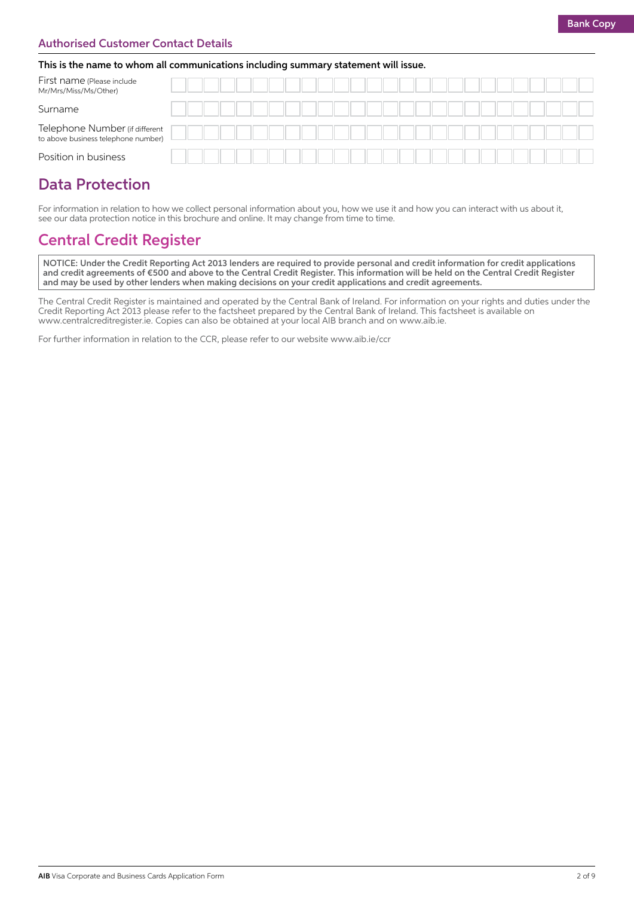Bank Copy

### Authorised Customer Contact Details

**This is the name to whom all communications including summary statement will issue.**

| | |
|---|---|
| First name (Please include Mr/Mrs/Miss/Ms/Other) | |
| Surname | |
| Telephone Number (if different to above business telephone number) | |
| Position in business | |

## Data Protection

For information in relation to how we collect personal information about you, how we use it and how you can interact with us about it, see our data protection notice in this brochure and online. It may change from time to time.

## Central Credit Register

**NOTICE: Under the Credit Reporting Act 2013 lenders are required to provide personal and credit information for credit applications and credit agreements of €500 and above to the Central Credit Register. This information will be held on the Central Credit Register and may be used by other lenders when making decisions on your credit applications and credit agreements.**

The Central Credit Register is maintained and operated by the Central Bank of Ireland. For information on your rights and duties under the Credit Reporting Act 2013 please refer to the factsheet prepared by the Central Bank of Ireland. This factsheet is available on www.centralcreditregister.ie. Copies can also be obtained at your local AIB branch and on www.aib.ie.

For further information in relation to the CCR, please refer to our website www.aib.ie/ccr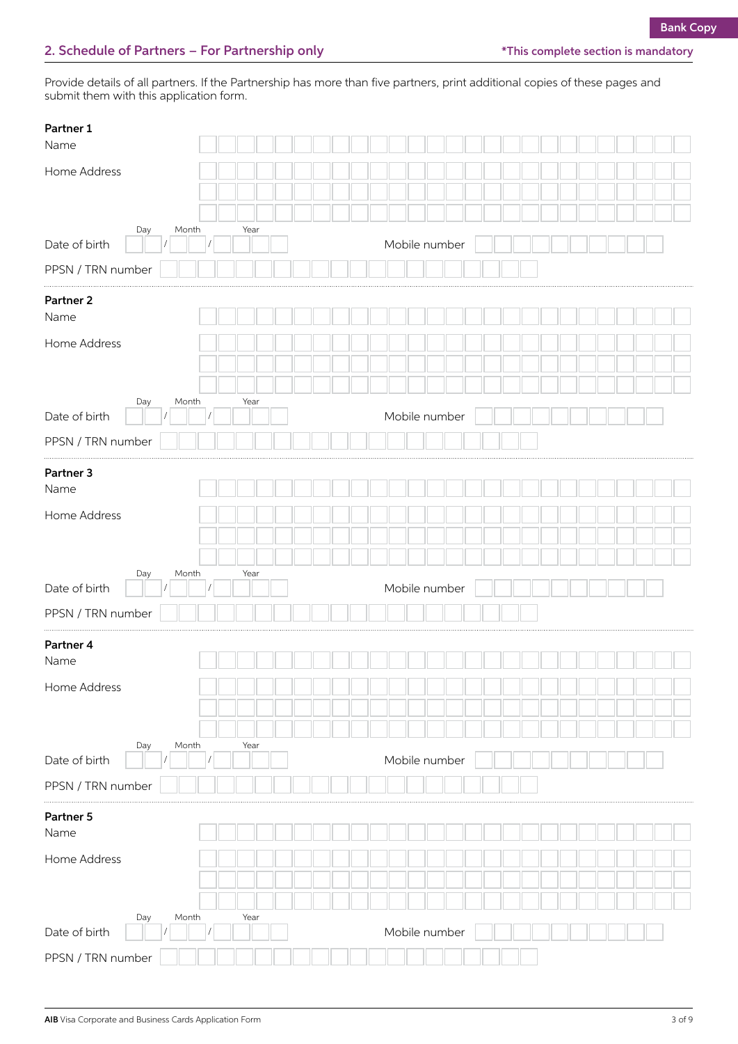Bank Copy

## 2. Schedule of Partners – For Partnership only

*This complete section is mandatory

Provide details of all partners. If the Partnership has more than five partners, print additional copies of these pages and submit them with this application form.

**Partner 1**

Name

Home Address

Date of birth Day / Month / Year

Mobile number

PPSN / TRN number

**Partner 2**

Name

Home Address

Date of birth Day / Month / Year

Mobile number

PPSN / TRN number

**Partner 3**

Name

Home Address

Date of birth Day / Month / Year

Mobile number

PPSN / TRN number

**Partner 4**

Name

Home Address

Date of birth Day / Month / Year

Mobile number

PPSN / TRN number

**Partner 5**

Name

Home Address

Date of birth Day / Month / Year

Mobile number

PPSN / TRN number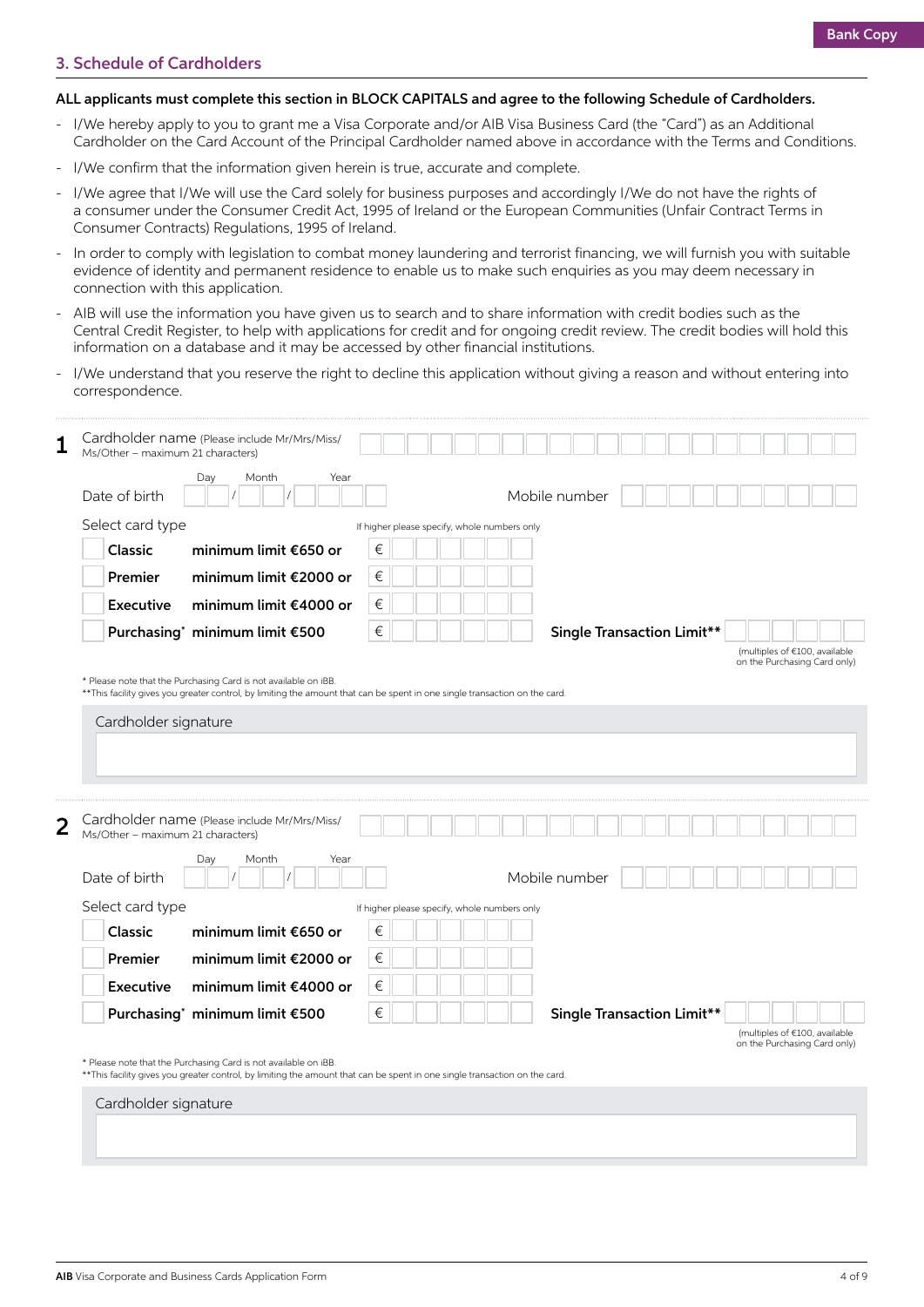Bank Copy

## 3. Schedule of Cardholders

**ALL applicants must complete this section in BLOCK CAPITALS and agree to the following Schedule of Cardholders.**

- I/We hereby apply to you to grant me a Visa Corporate and/or AIB Visa Business Card (the "Card") as an Additional Cardholder on the Card Account of the Principal Cardholder named above in accordance with the Terms and Conditions.
- I/We confirm that the information given herein is true, accurate and complete.
- I/We agree that I/We will use the Card solely for business purposes and accordingly I/We do not have the rights of a consumer under the Consumer Credit Act, 1995 of Ireland or the European Communities (Unfair Contract Terms in Consumer Contracts) Regulations, 1995 of Ireland.
- In order to comply with legislation to combat money laundering and terrorist financing, we will furnish you with suitable evidence of identity and permanent residence to enable us to make such enquiries as you may deem necessary in connection with this application.
- AIB will use the information you have given us to search and to share information with credit bodies such as the Central Credit Register, to help with applications for credit and for ongoing credit review. The credit bodies will hold this information on a database and it may be accessed by other financial institutions.
- I/We understand that you reserve the right to decline this application without giving a reason and without entering into correspondence.

**1** Cardholder name (Please include Mr/Mrs/Miss/Ms/Other – maximum 21 characters)

Date of birth Day / Month / Year

Mobile number

Select card type

If higher please specify, whole numbers only

| | | |
|---|---|---|
| **Classic** | **minimum limit €650 or** | € |
| **Premier** | **minimum limit €2000 or** | € |
| **Executive** | **minimum limit €4000 or** | € |
| **Purchasing*** | **minimum limit €500** | € |

**Single Transaction Limit****

(multiples of €100, available on the Purchasing Card only)

* Please note that the Purchasing Card is not available on iBB.
**This facility gives you greater control, by limiting the amount that can be spent in one single transaction on the card.

Cardholder signature

**2** Cardholder name (Please include Mr/Mrs/Miss/Ms/Other – maximum 21 characters)

Date of birth Day / Month / Year

Mobile number

Select card type

If higher please specify, whole numbers only

| | | |
|---|---|---|
| **Classic** | **minimum limit €650 or** | € |
| **Premier** | **minimum limit €2000 or** | € |
| **Executive** | **minimum limit €4000 or** | € |
| **Purchasing*** | **minimum limit €500** | € |

**Single Transaction Limit****

(multiples of €100, available on the Purchasing Card only)

* Please note that the Purchasing Card is not available on iBB.
**This facility gives you greater control, by limiting the amount that can be spent in one single transaction on the card.

Cardholder signature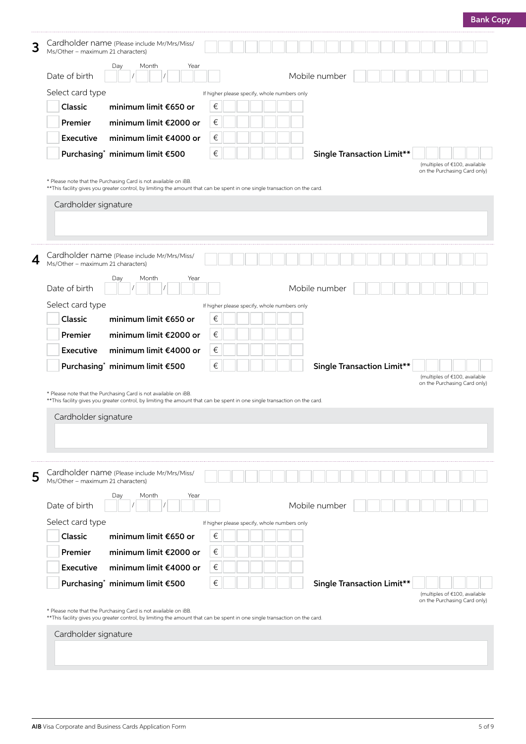Bank Copy

## 3

Cardholder name (Please include Mr/Mrs/Miss/Ms/Other – maximum 21 characters)

Date of birth Day / Month / Year

Mobile number

Select card type

If higher please specify, whole numbers only

| | Card type | Minimum limit | If higher |
|---|---|---|---|
| ☐ | **Classic** | **minimum limit €650 or** | € |
| ☐ | **Premier** | **minimum limit €2000 or** | € |
| ☐ | **Executive** | **minimum limit €4000 or** | € |
| ☐ | **Purchasing*** | **minimum limit €500** | € |

**Single Transaction Limit****

(multiples of €100, available on the Purchasing Card only)

\* Please note that the Purchasing Card is not available on iBB.
\*\*This facility gives you greater control, by limiting the amount that can be spent in one single transaction on the card.

Cardholder signature

## 4

Cardholder name (Please include Mr/Mrs/Miss/Ms/Other – maximum 21 characters)

Date of birth Day / Month / Year

Mobile number

Select card type

If higher please specify, whole numbers only

| | Card type | Minimum limit | If higher |
|---|---|---|---|
| ☐ | **Classic** | **minimum limit €650 or** | € |
| ☐ | **Premier** | **minimum limit €2000 or** | € |
| ☐ | **Executive** | **minimum limit €4000 or** | € |
| ☐ | **Purchasing*** | **minimum limit €500** | € |

**Single Transaction Limit****

(multiples of €100, available on the Purchasing Card only)

\* Please note that the Purchasing Card is not available on iBB.
\*\*This facility gives you greater control, by limiting the amount that can be spent in one single transaction on the card.

Cardholder signature

## 5

Cardholder name (Please include Mr/Mrs/Miss/Ms/Other – maximum 21 characters)

Date of birth Day / Month / Year

Mobile number

Select card type

If higher please specify, whole numbers only

| | Card type | Minimum limit | If higher |
|---|---|---|---|
| ☐ | **Classic** | **minimum limit €650 or** | € |
| ☐ | **Premier** | **minimum limit €2000 or** | € |
| ☐ | **Executive** | **minimum limit €4000 or** | € |
| ☐ | **Purchasing*** | **minimum limit €500** | € |

**Single Transaction Limit****

(multiples of €100, available on the Purchasing Card only)

\* Please note that the Purchasing Card is not available on iBB.
\*\*This facility gives you greater control, by limiting the amount that can be spent in one single transaction on the card.

Cardholder signature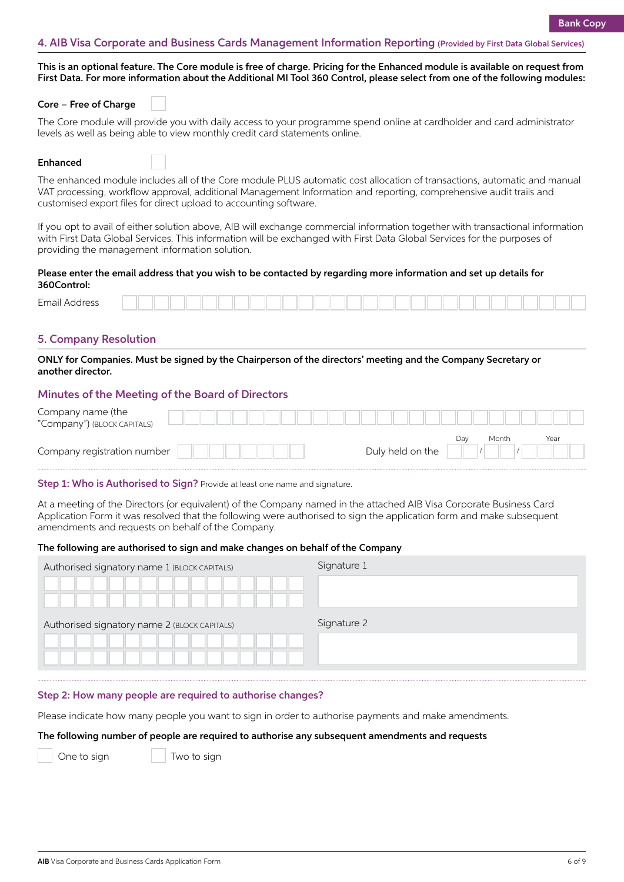Bank Copy

## 4. AIB Visa Corporate and Business Cards Management Information Reporting (Provided by First Data Global Services)

**This is an optional feature. The Core module is free of charge. Pricing for the Enhanced module is available on request from First Data. For more information about the Additional MI Tool 360 Control, please select from one of the following modules:**

**Core – Free of Charge** ☐

The Core module will provide you with daily access to your programme spend online at cardholder and card administrator levels as well as being able to view monthly credit card statements online.

**Enhanced** ☐

The enhanced module includes all of the Core module PLUS automatic cost allocation of transactions, automatic and manual VAT processing, workflow approval, additional Management Information and reporting, comprehensive audit trails and customised export files for direct upload to accounting software.

If you opt to avail of either solution above, AIB will exchange commercial information together with transactional information with First Data Global Services. This information will be exchanged with First Data Global Services for the purposes of providing the management information solution.

**Please enter the email address that you wish to be contacted by regarding more information and set up details for 360Control:**

Email Address

## 5. Company Resolution

**ONLY for Companies. Must be signed by the Chairperson of the directors' meeting and the Company Secretary or another director.**

### Minutes of the Meeting of the Board of Directors

Company name (the "Company") (BLOCK CAPITALS)

Company registration number

Duly held on the Day / Month / Year

### Step 1: Who is Authorised to Sign? Provide at least one name and signature.

At a meeting of the Directors (or equivalent) of the Company named in the attached AIB Visa Corporate Business Card Application Form it was resolved that the following were authorised to sign the application form and make subsequent amendments and requests on behalf of the Company.

**The following are authorised to sign and make changes on behalf of the Company**

| Authorised signatory name 1 (BLOCK CAPITALS) | Signature 1 |
|---|---|
| | |
| **Authorised signatory name 2** (BLOCK CAPITALS) | **Signature 2** |
| | |

### Step 2: How many people are required to authorise changes?

Please indicate how many people you want to sign in order to authorise payments and make amendments.

**The following number of people are required to authorise any subsequent amendments and requests**

☐ One to sign ☐ Two to sign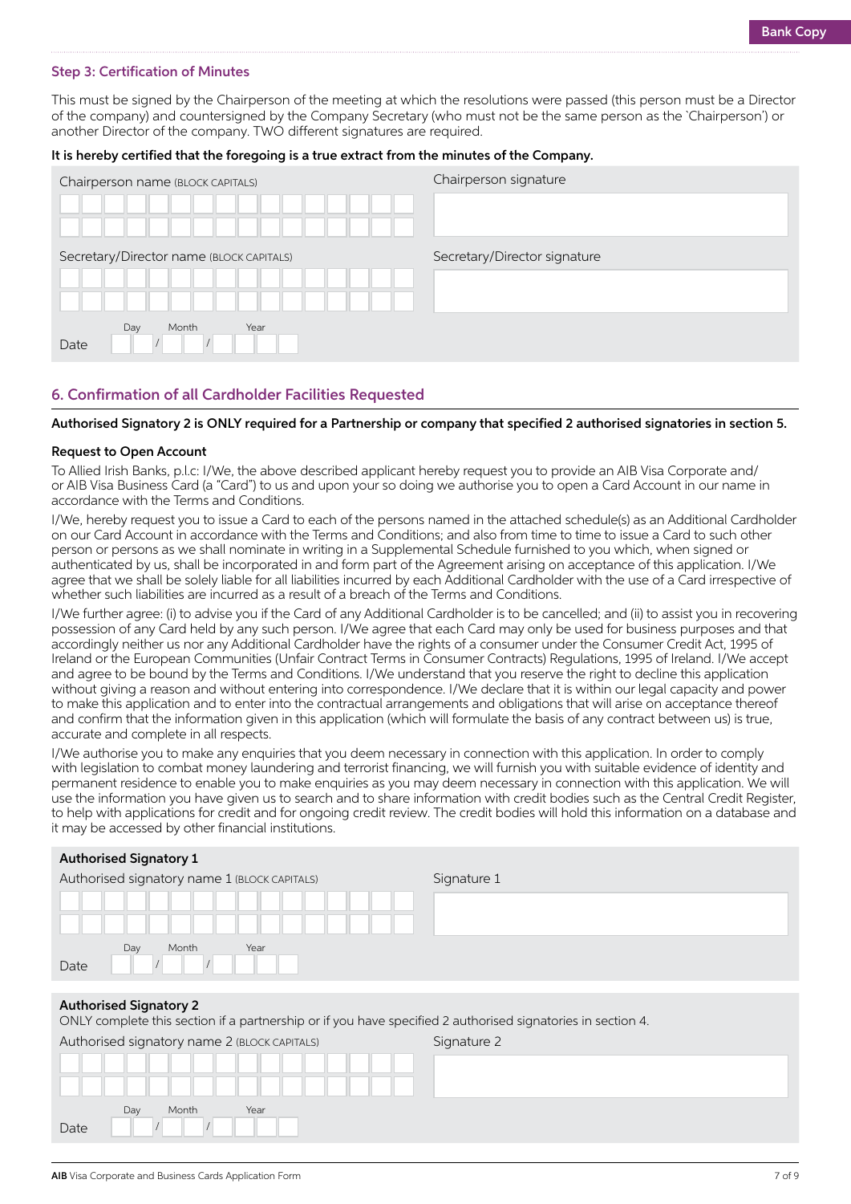Bank Copy

### Step 3: Certification of Minutes

This must be signed by the Chairperson of the meeting at which the resolutions were passed (this person must be a Director of the company) and countersigned by the Company Secretary (who must not be the same person as the `Chairperson') or another Director of the company. TWO different signatures are required.

**It is hereby certified that the foregoing is a true extract from the minutes of the Company.**

Chairperson name (BLOCK CAPITALS)

Chairperson signature

Secretary/Director name (BLOCK CAPITALS)

Secretary/Director signature

Date Day / Month / Year

## 6. Confirmation of all Cardholder Facilities Requested

**Authorised Signatory 2 is ONLY required for a Partnership or company that specified 2 authorised signatories in section 5.**

**Request to Open Account**

To Allied Irish Banks, p.l.c: I/We, the above described applicant hereby request you to provide an AIB Visa Corporate and/or AIB Visa Business Card (a "Card") to us and upon your so doing we authorise you to open a Card Account in our name in accordance with the Terms and Conditions.

I/We, hereby request you to issue a Card to each of the persons named in the attached schedule(s) as an Additional Cardholder on our Card Account in accordance with the Terms and Conditions; and also from time to time to issue a Card to such other person or persons as we shall nominate in writing in a Supplemental Schedule furnished to you which, when signed or authenticated by us, shall be incorporated in and form part of the Agreement arising on acceptance of this application. I/We agree that we shall be solely liable for all liabilities incurred by each Additional Cardholder with the use of a Card irrespective of whether such liabilities are incurred as a result of a breach of the Terms and Conditions.

I/We further agree: (i) to advise you if the Card of any Additional Cardholder is to be cancelled; and (ii) to assist you in recovering possession of any Card held by any such person. I/We agree that each Card may only be used for business purposes and that accordingly neither us nor any Additional Cardholder have the rights of a consumer under the Consumer Credit Act, 1995 of Ireland or the European Communities (Unfair Contract Terms in Consumer Contracts) Regulations, 1995 of Ireland. I/We accept and agree to be bound by the Terms and Conditions. I/We understand that you reserve the right to decline this application without giving a reason and without entering into correspondence. I/We declare that it is within our legal capacity and power to make this application and to enter into the contractual arrangements and obligations that will arise on acceptance thereof and confirm that the information given in this application (which will formulate the basis of any contract between us) is true, accurate and complete in all respects.

I/We authorise you to make any enquiries that you deem necessary in connection with this application. In order to comply with legislation to combat money laundering and terrorist financing, we will furnish you with suitable evidence of identity and permanent residence to enable you to make enquiries as you may deem necessary in connection with this application. We will use the information you have given us to search and to share information with credit bodies such as the Central Credit Register, to help with applications for credit and for ongoing credit review. The credit bodies will hold this information on a database and it may be accessed by other financial institutions.

**Authorised Signatory 1**

Authorised signatory name 1 (BLOCK CAPITALS)

Signature 1

Date Day / Month / Year

**Authorised Signatory 2**

ONLY complete this section if a partnership or if you have specified 2 authorised signatories in section 4.

Authorised signatory name 2 (BLOCK CAPITALS)

Signature 2

Date Day / Month / Year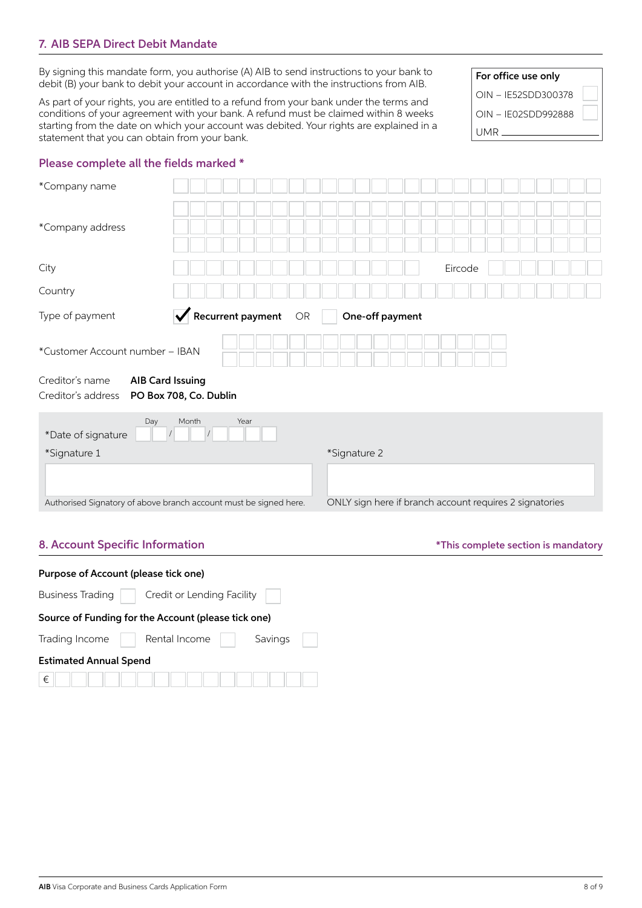## 7. AIB SEPA Direct Debit Mandate

By signing this mandate form, you authorise (A) AIB to send instructions to your bank to debit (B) your bank to debit your account in accordance with the instructions from AIB.

As part of your rights, you are entitled to a refund from your bank under the terms and conditions of your agreement with your bank. A refund must be claimed within 8 weeks starting from the date on which your account was debited. Your rights are explained in a statement that you can obtain from your bank.

| For office use only | |
|---|---|
| OIN – IE52SDD300378 | ☐ |
| OIN – IE02SDD992888 | ☐ |
| UMR ________ | |

### Please complete all the fields marked *

*Company name

*Company address

City                                                  Eircode

Country

Type of payment   ☑ **Recurrent payment**   OR   ☐ **One-off payment**

*Customer Account number – IBAN

Creditor's name   **AIB Card Issuing**

Creditor's address   **PO Box 708, Co. Dublin**

*Date of signature   Day __ / Month __ / Year ____

*Signature 1

Authorised Signatory of above branch account must be signed here.

*Signature 2

ONLY sign here if branch account requires 2 signatories

## 8. Account Specific Information

***This complete section is mandatory**

**Purpose of Account (please tick one)**

Business Trading ☐   Credit or Lending Facility ☐

**Source of Funding for the Account (please tick one)**

Trading Income ☐   Rental Income ☐   Savings ☐

**Estimated Annual Spend**

€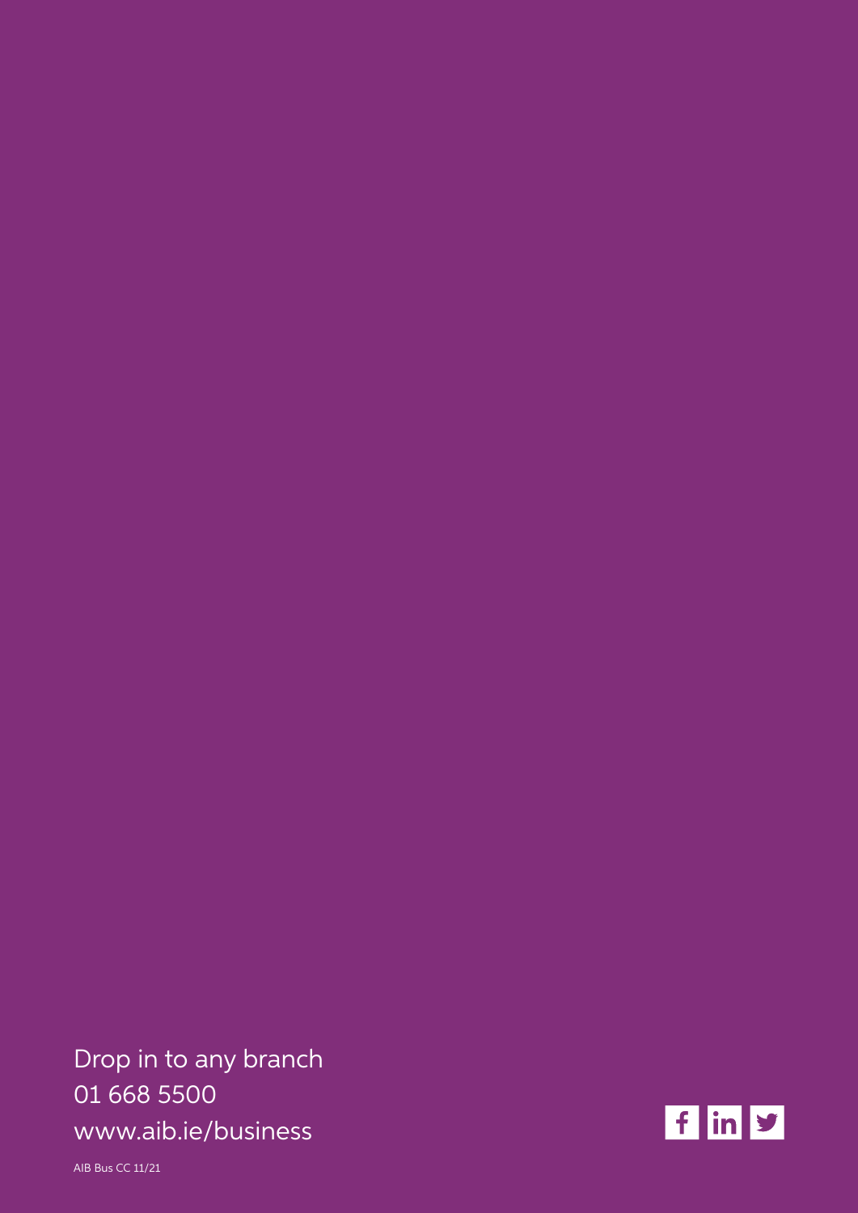Drop in to any branch
01 668 5500
www.aib.ie/business

AIB Bus CC 11/21